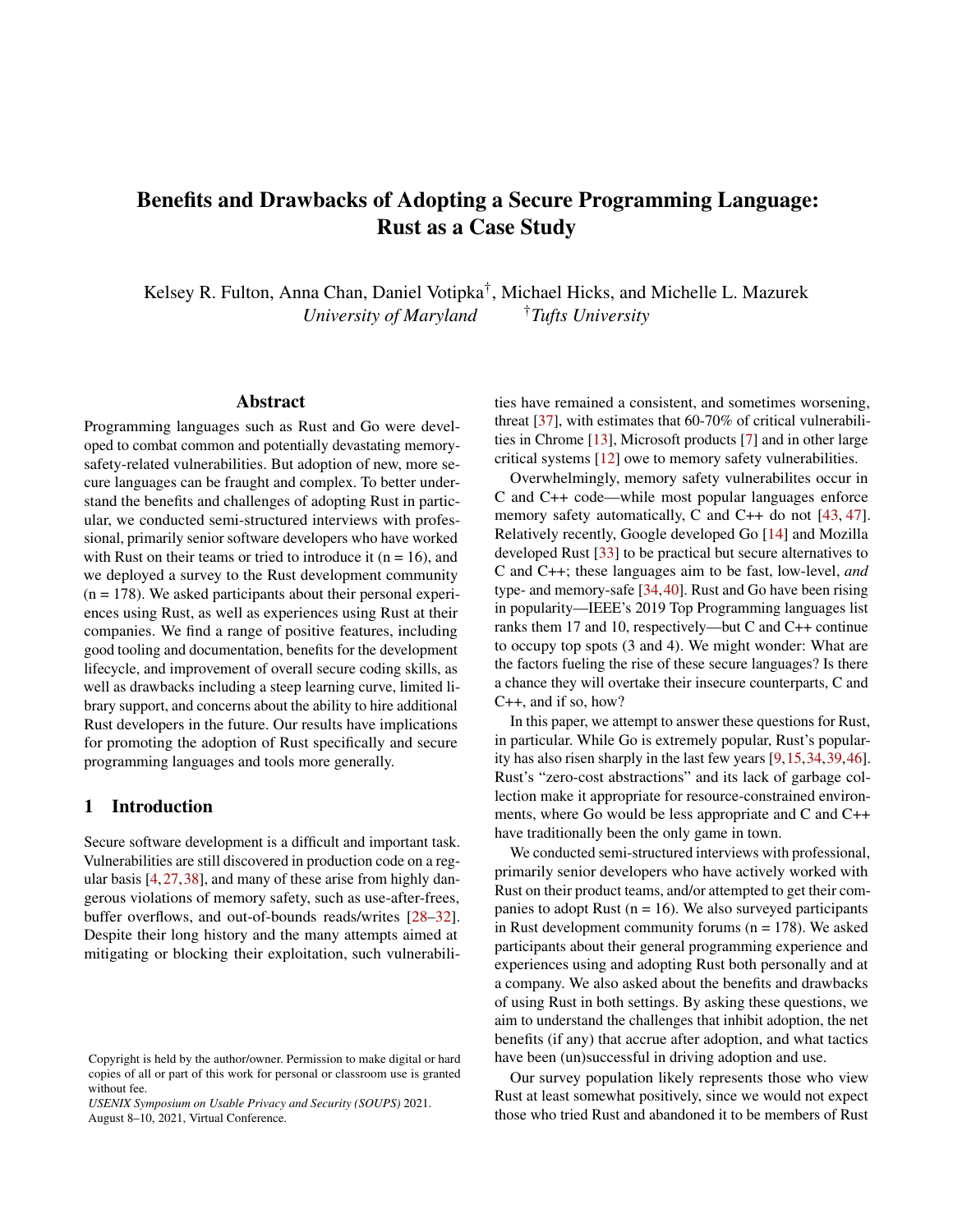# Benefits and Drawbacks of Adopting a Secure Programming Language: Rust as a Case Study

Kelsey R. Fulton, Anna Chan, Daniel Votipka[†], Michael Hicks, and Michelle L. Mazurek
*University of Maryland* [†]*Tufts University*

## Abstract

Programming languages such as Rust and Go were developed to combat common and potentially devastating memory-safety-related vulnerabilities. But adoption of new, more secure languages can be fraught and complex. To better understand the benefits and challenges of adopting Rust in particular, we conducted semi-structured interviews with professional, primarily senior software developers who have worked with Rust on their teams or tried to introduce it (n = 16), and we deployed a survey to the Rust development community (n = 178). We asked participants about their personal experiences using Rust, as well as experiences using Rust at their companies. We find a range of positive features, including good tooling and documentation, benefits for the development lifecycle, and improvement of overall secure coding skills, as well as drawbacks including a steep learning curve, limited library support, and concerns about the ability to hire additional Rust developers in the future. Our results have implications for promoting the adoption of Rust specifically and secure programming languages and tools more generally.

## 1 Introduction

Secure software development is a difficult and important task. Vulnerabilities are still discovered in production code on a regular basis [4, 27, 38], and many of these arise from highly dangerous violations of memory safety, such as use-after-frees, buffer overflows, and out-of-bounds reads/writes [28–32]. Despite their long history and the many attempts aimed at mitigating or blocking their exploitation, such vulnerabilities have remained a consistent, and sometimes worsening, threat [37], with estimates that 60-70% of critical vulnerabilities in Chrome [13], Microsoft products [7] and in other large critical systems [12] owe to memory safety vulnerabilities.

Overwhelmingly, memory safety vulnerabilites occur in C and C++ code—while most popular languages enforce memory safety automatically, C and C++ do not [43, 47]. Relatively recently, Google developed Go [14] and Mozilla developed Rust [33] to be practical but secure alternatives to C and C++; these languages aim to be fast, low-level, *and* type- and memory-safe [34, 40]. Rust and Go have been rising in popularity—IEEE's 2019 Top Programming languages list ranks them 17 and 10, respectively—but C and C++ continue to occupy top spots (3 and 4). We might wonder: What are the factors fueling the rise of these secure languages? Is there a chance they will overtake their insecure counterparts, C and C++, and if so, how?

In this paper, we attempt to answer these questions for Rust, in particular. While Go is extremely popular, Rust's popularity has also risen sharply in the last few years [9, 15, 34, 39, 46]. Rust's "zero-cost abstractions" and its lack of garbage collection make it appropriate for resource-constrained environments, where Go would be less appropriate and C and C++ have traditionally been the only game in town.

We conducted semi-structured interviews with professional, primarily senior developers who have actively worked with Rust on their product teams, and/or attempted to get their companies to adopt Rust (n = 16). We also surveyed participants in Rust development community forums (n = 178). We asked participants about their general programming experience and experiences using and adopting Rust both personally and at a company. We also asked about the benefits and drawbacks of using Rust in both settings. By asking these questions, we aim to understand the challenges that inhibit adoption, the net benefits (if any) that accrue after adoption, and what tactics have been (un)successful in driving adoption and use.

Our survey population likely represents those who view Rust at least somewhat positively, since we would not expect those who tried Rust and abandoned it to be members of Rust

Copyright is held by the author/owner. Permission to make digital or hard copies of all or part of this work for personal or classroom use is granted without fee.
*USENIX Symposium on Usable Privacy and Security (SOUPS)* 2021. August 8–10, 2021, Virtual Conference.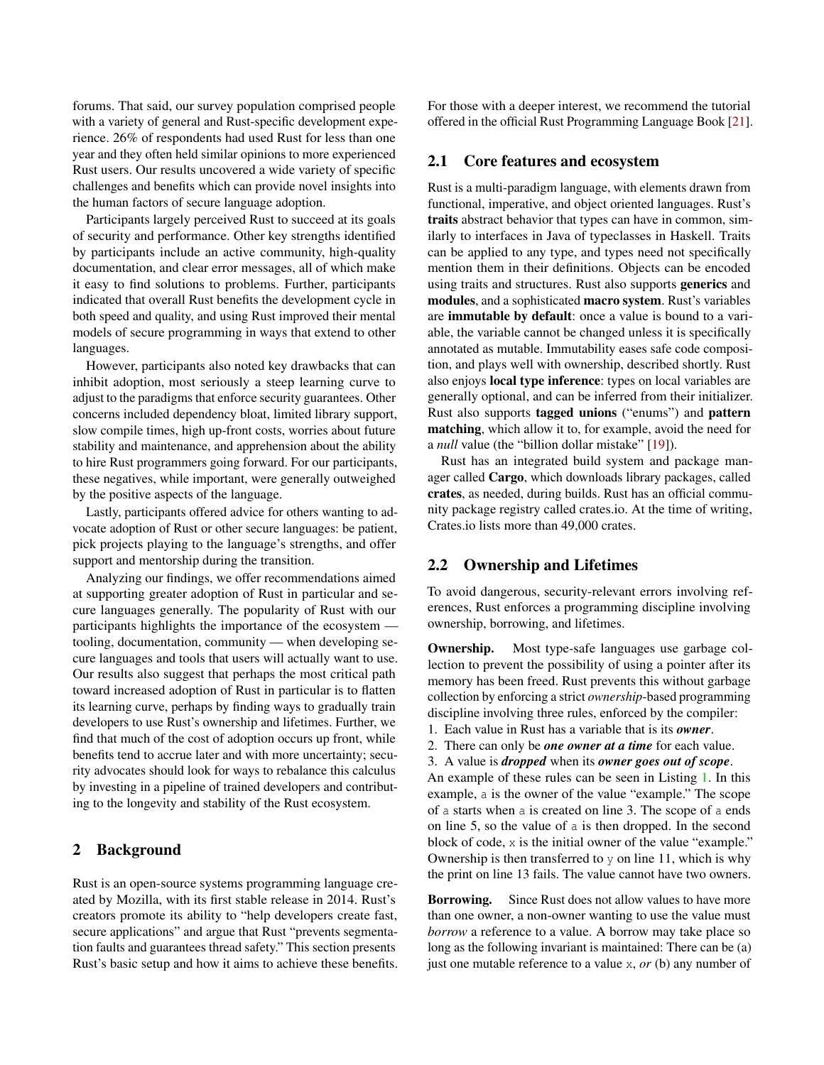forums. That said, our survey population comprised people with a variety of general and Rust-specific development experience. 26% of respondents had used Rust for less than one year and they often held similar opinions to more experienced Rust users. Our results uncovered a wide variety of specific challenges and benefits which can provide novel insights into the human factors of secure language adoption.

Participants largely perceived Rust to succeed at its goals of security and performance. Other key strengths identified by participants include an active community, high-quality documentation, and clear error messages, all of which make it easy to find solutions to problems. Further, participants indicated that overall Rust benefits the development cycle in both speed and quality, and using Rust improved their mental models of secure programming in ways that extend to other languages.

However, participants also noted key drawbacks that can inhibit adoption, most seriously a steep learning curve to adjust to the paradigms that enforce security guarantees. Other concerns included dependency bloat, limited library support, slow compile times, high up-front costs, worries about future stability and maintenance, and apprehension about the ability to hire Rust programmers going forward. For our participants, these negatives, while important, were generally outweighed by the positive aspects of the language.

Lastly, participants offered advice for others wanting to advocate adoption of Rust or other secure languages: be patient, pick projects playing to the language's strengths, and offer support and mentorship during the transition.

Analyzing our findings, we offer recommendations aimed at supporting greater adoption of Rust in particular and secure languages generally. The popularity of Rust with our participants highlights the importance of the ecosystem — tooling, documentation, community — when developing secure languages and tools that users will actually want to use. Our results also suggest that perhaps the most critical path toward increased adoption of Rust in particular is to flatten its learning curve, perhaps by finding ways to gradually train developers to use Rust's ownership and lifetimes. Further, we find that much of the cost of adoption occurs up front, while benefits tend to accrue later and with more uncertainty; security advocates should look for ways to rebalance this calculus by investing in a pipeline of trained developers and contributing to the longevity and stability of the Rust ecosystem.

## 2 Background

Rust is an open-source systems programming language created by Mozilla, with its first stable release in 2014. Rust's creators promote its ability to "help developers create fast, secure applications" and argue that Rust "prevents segmentation faults and guarantees thread safety." This section presents Rust's basic setup and how it aims to achieve these benefits. For those with a deeper interest, we recommend the tutorial offered in the official Rust Programming Language Book [21].

### 2.1 Core features and ecosystem

Rust is a multi-paradigm language, with elements drawn from functional, imperative, and object oriented languages. Rust's **traits** abstract behavior that types can have in common, similarly to interfaces in Java of typeclasses in Haskell. Traits can be applied to any type, and types need not specifically mention them in their definitions. Objects can be encoded using traits and structures. Rust also supports **generics** and **modules**, and a sophisticated **macro system**. Rust's variables are **immutable by default**: once a value is bound to a variable, the variable cannot be changed unless it is specifically annotated as mutable. Immutability eases safe code composition, and plays well with ownership, described shortly. Rust also enjoys **local type inference**: types on local variables are generally optional, and can be inferred from their initializer. Rust also supports **tagged unions** ("enums") and **pattern matching**, which allow it to, for example, avoid the need for a *null* value (the "billion dollar mistake" [19]).

Rust has an integrated build system and package manager called **Cargo**, which downloads library packages, called **crates**, as needed, during builds. Rust has an official community package registry called crates.io. At the time of writing, Crates.io lists more than 49,000 crates.

### 2.2 Ownership and Lifetimes

To avoid dangerous, security-relevant errors involving references, Rust enforces a programming discipline involving ownership, borrowing, and lifetimes.

**Ownership.** Most type-safe languages use garbage collection to prevent the possibility of using a pointer after its memory has been freed. Rust prevents this without garbage collection by enforcing a strict *ownership*-based programming discipline involving three rules, enforced by the compiler:

1. Each value in Rust has a variable that is its ***owner***.
2. There can only be ***one owner at a time*** for each value.
3. A value is ***dropped*** when its ***owner goes out of scope***.

An example of these rules can be seen in Listing 1. In this example, `a` is the owner of the value "example." The scope of `a` starts when `a` is created on line 3. The scope of `a` ends on line 5, so the value of `a` is then dropped. In the second block of code, `x` is the initial owner of the value "example." Ownership is then transferred to `y` on line 11, which is why the print on line 13 fails. The value cannot have two owners.

**Borrowing.** Since Rust does not allow values to have more than one owner, a non-owner wanting to use the value must *borrow* a reference to a value. A borrow may take place so long as the following invariant is maintained: There can be (a) just one mutable reference to a value `x`, *or* (b) any number of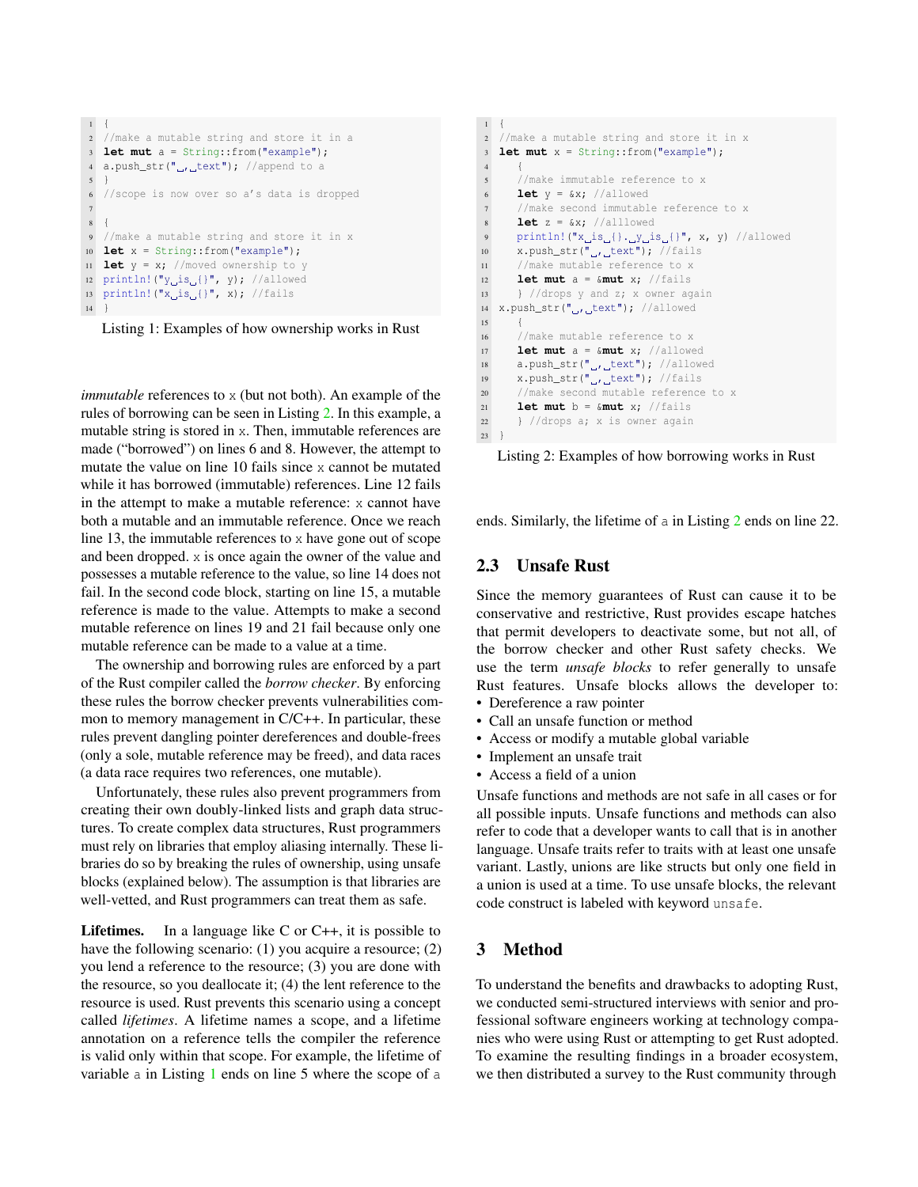```
{
//make a mutable string and store it in a
let mut a = String::from("example");
a.push_str(", text"); //append to a
}
//scope is now over so a's data is dropped

{
//make a mutable string and store it in x
let x = String::from("example");
let y = x; //moved ownership to y
println!("y is {}", y); //allowed
println!("x is {}", x); //fails
}
```

Listing 1: Examples of how ownership works in Rust

*immutable* references to x (but not both). An example of the rules of borrowing can be seen in Listing 2. In this example, a mutable string is stored in x. Then, immutable references are made ("borrowed") on lines 6 and 8. However, the attempt to mutate the value on line 10 fails since x cannot be mutated while it has borrowed (immutable) references. Line 12 fails in the attempt to make a mutable reference: x cannot have both a mutable and an immutable reference. Once we reach line 13, the immutable references to x have gone out of scope and been dropped. x is once again the owner of the value and possesses a mutable reference to the value, so line 14 does not fail. In the second code block, starting on line 15, a mutable reference is made to the value. Attempts to make a second mutable reference on lines 19 and 21 fail because only one mutable reference can be made to a value at a time.

The ownership and borrowing rules are enforced by a part of the Rust compiler called the *borrow checker*. By enforcing these rules the borrow checker prevents vulnerabilities common to memory management in C/C++. In particular, these rules prevent dangling pointer dereferences and double-frees (only a sole, mutable reference may be freed), and data races (a data race requires two references, one mutable).

Unfortunately, these rules also prevent programmers from creating their own doubly-linked lists and graph data structures. To create complex data structures, Rust programmers must rely on libraries that employ aliasing internally. These libraries do so by breaking the rules of ownership, using unsafe blocks (explained below). The assumption is that libraries are well-vetted, and Rust programmers can treat them as safe.

**Lifetimes.** In a language like C or C++, it is possible to have the following scenario: (1) you acquire a resource; (2) you lend a reference to the resource; (3) you are done with the resource, so you deallocate it; (4) the lent reference to the resource is used. Rust prevents this scenario using a concept called *lifetimes*. A lifetime names a scope, and a lifetime annotation on a reference tells the compiler the reference is valid only within that scope. For example, the lifetime of variable a in Listing 1 ends on line 5 where the scope of a ends. Similarly, the lifetime of a in Listing 2 ends on line 22.

```
{
//make a mutable string and store it in x
let mut x = String::from("example");
   {
   //make immutable reference to x
   let y = &x; //allowed
   //make second immutable reference to x
   let z = &x; //alllowed
   println!("x is {}. y is {}", x, y) //allowed
   x.push_str(", text"); //fails
   //make mutable reference to x
   let mut a = &mut x; //fails
   } //drops y and z; x owner again
x.push_str(", text"); //allowed
   {
   //make mutable reference to x
   let mut a = &mut x; //allowed
   a.push_str(", text"); //allowed
   x.push_str(", text"); //fails
   //make second mutable reference to x
   let mut b = &mut x; //fails
   } //drops a; x is owner again
}
```

Listing 2: Examples of how borrowing works in Rust

## 2.3 Unsafe Rust

Since the memory guarantees of Rust can cause it to be conservative and restrictive, Rust provides escape hatches that permit developers to deactivate some, but not all, of the borrow checker and other Rust safety checks. We use the term ***unsafe blocks*** to refer generally to unsafe Rust features. Unsafe blocks allows the developer to:

- Dereference a raw pointer
- Call an unsafe function or method
- Access or modify a mutable global variable
- Implement an unsafe trait
- Access a field of a union

Unsafe functions and methods are not safe in all cases or for all possible inputs. Unsafe functions and methods can also refer to code that a developer wants to call that is in another language. Unsafe traits refer to traits with at least one unsafe variant. Lastly, unions are like structs but only one field in a union is used at a time. To use unsafe blocks, the relevant code construct is labeled with keyword unsafe.

# 3 Method

To understand the benefits and drawbacks to adopting Rust, we conducted semi-structured interviews with senior and professional software engineers working at technology companies who were using Rust or attempting to get Rust adopted. To examine the resulting findings in a broader ecosystem, we then distributed a survey to the Rust community through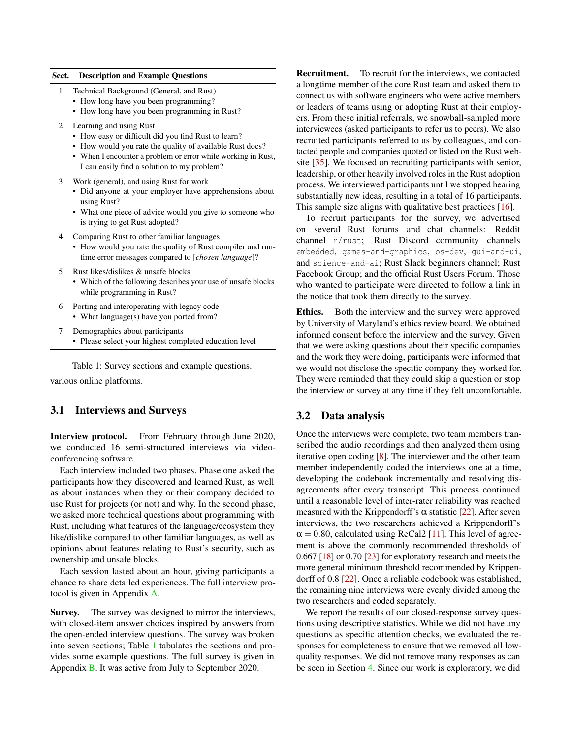| Sect. | Description and Example Questions |
|---|---|
| 1 | Technical Background (General, and Rust)<br>• How long have you been programming?<br>• How long have you been programming in Rust? |
| 2 | Learning and using Rust<br>• How easy or difficult did you find Rust to learn?<br>• How would you rate the quality of available Rust docs?<br>• When I encounter a problem or error while working in Rust, I can easily find a solution to my problem? |
| 3 | Work (general), and using Rust for work<br>• Did anyone at your employer have apprehensions about using Rust?<br>• What one piece of advice would you give to someone who is trying to get Rust adopted? |
| 4 | Comparing Rust to other familiar languages<br>• How would you rate the quality of Rust compiler and run-time error messages compared to [*chosen language*]? |
| 5 | Rust likes/dislikes & unsafe blocks<br>• Which of the following describes your use of unsafe blocks while programming in Rust? |
| 6 | Porting and interoperating with legacy code<br>• What language(s) have you ported from? |
| 7 | Demographics about participants<br>• Please select your highest completed education level |

Table 1: Survey sections and example questions.

various online platforms.

## 3.1 Interviews and Surveys

**Interview protocol.** From February through June 2020, we conducted 16 semi-structured interviews via video-conferencing software.

Each interview included two phases. Phase one asked the participants how they discovered and learned Rust, as well as about instances when they or their company decided to use Rust for projects (or not) and why. In the second phase, we asked more technical questions about programming with Rust, including what features of the language/ecosystem they like/dislike compared to other familiar languages, as well as opinions about features relating to Rust's security, such as ownership and unsafe blocks.

Each session lasted about an hour, giving participants a chance to share detailed experiences. The full interview protocol is given in Appendix A.

**Survey.** The survey was designed to mirror the interviews, with closed-item answer choices inspired by answers from the open-ended interview questions. The survey was broken into seven sections; Table 1 tabulates the sections and provides some example questions. The full survey is given in Appendix B. It was active from July to September 2020.

**Recruitment.** To recruit for the interviews, we contacted a longtime member of the core Rust team and asked them to connect us with software engineers who were active members or leaders of teams using or adopting Rust at their employers. From these initial referrals, we snowball-sampled more interviewees (asked participants to refer us to peers). We also recruited participants referred to us by colleagues, and contacted people and companies quoted or listed on the Rust website [35]. We focused on recruiting participants with senior, leadership, or other heavily involved roles in the Rust adoption process. We interviewed participants until we stopped hearing substantially new ideas, resulting in a total of 16 participants. This sample size aligns with qualitative best practices [16].

To recruit participants for the survey, we advertised on several Rust forums and chat channels: Reddit channel `r/rust`; Rust Discord community channels `embedded`, `games-and-graphics`, `os-dev`, `gui-and-ui`, and `science-and-ai`; Rust Slack beginners channel; Rust Facebook Group; and the official Rust Users Forum. Those who wanted to participate were directed to follow a link in the notice that took them directly to the survey.

**Ethics.** Both the interview and the survey were approved by University of Maryland's ethics review board. We obtained informed consent before the interview and the survey. Given that we were asking questions about their specific companies and the work they were doing, participants were informed that we would not disclose the specific company they worked for. They were reminded that they could skip a question or stop the interview or survey at any time if they felt uncomfortable.

## 3.2 Data analysis

Once the interviews were complete, two team members transcribed the audio recordings and then analyzed them using iterative open coding [8]. The interviewer and the other team member independently coded the interviews one at a time, developing the codebook incrementally and resolving disagreements after every transcript. This process continued until a reasonable level of inter-rater reliability was reached measured with the Krippendorff's $\alpha$ statistic [22]. After seven interviews, the two researchers achieved a Krippendorff's $\alpha = 0.80$, calculated using ReCal2 [11]. This level of agreement is above the commonly recommended thresholds of 0.667 [18] or 0.70 [23] for exploratory research and meets the more general minimum threshold recommended by Krippendorff of 0.8 [22]. Once a reliable codebook was established, the remaining nine interviews were evenly divided among the two researchers and coded separately.

We report the results of our closed-response survey questions using descriptive statistics. While we did not have any questions as specific attention checks, we evaluated the responses for completeness to ensure that we removed all low-quality responses. We did not remove many responses as can be seen in Section 4. Since our work is exploratory, we did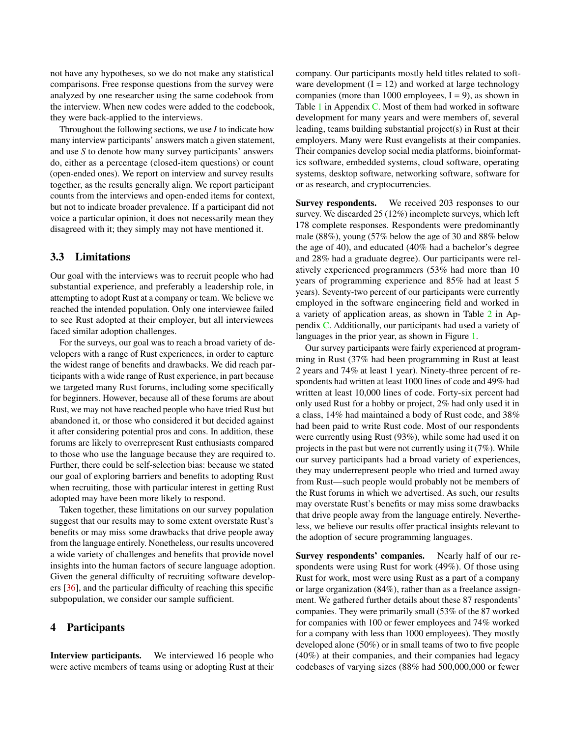not have any hypotheses, so we do not make any statistical comparisons. Free response questions from the survey were analyzed by one researcher using the same codebook from the interview. When new codes were added to the codebook, they were back-applied to the interviews.

Throughout the following sections, we use *I* to indicate how many interview participants' answers match a given statement, and use *S* to denote how many survey participants' answers do, either as a percentage (closed-item questions) or count (open-ended ones). We report on interview and survey results together, as the results generally align. We report participant counts from the interviews and open-ended items for context, but not to indicate broader prevalence. If a participant did not voice a particular opinion, it does not necessarily mean they disagreed with it; they simply may not have mentioned it.

### 3.3 Limitations

Our goal with the interviews was to recruit people who had substantial experience, and preferably a leadership role, in attempting to adopt Rust at a company or team. We believe we reached the intended population. Only one interviewee failed to see Rust adopted at their employer, but all interviewees faced similar adoption challenges.

For the surveys, our goal was to reach a broad variety of developers with a range of Rust experiences, in order to capture the widest range of benefits and drawbacks. We did reach participants with a wide range of Rust experience, in part because we targeted many Rust forums, including some specifically for beginners. However, because all of these forums are about Rust, we may not have reached people who have tried Rust but abandoned it, or those who considered it but decided against it after considering potential pros and cons. In addition, these forums are likely to overrepresent Rust enthusiasts compared to those who use the language because they are required to. Further, there could be self-selection bias: because we stated our goal of exploring barriers and benefits to adopting Rust when recruiting, those with particular interest in getting Rust adopted may have been more likely to respond.

Taken together, these limitations on our survey population suggest that our results may to some extent overstate Rust's benefits or may miss some drawbacks that drive people away from the language entirely. Nonetheless, our results uncovered a wide variety of challenges and benefits that provide novel insights into the human factors of secure language adoption. Given the general difficulty of recruiting software developers [36], and the particular difficulty of reaching this specific subpopulation, we consider our sample sufficient.

## 4 Participants

**Interview participants.** We interviewed 16 people who were active members of teams using or adopting Rust at their company. Our participants mostly held titles related to software development (I = 12) and worked at large technology companies (more than 1000 employees, I = 9), as shown in Table 1 in Appendix C. Most of them had worked in software development for many years and were members of, several leading, teams building substantial project(s) in Rust at their employers. Many were Rust evangelists at their companies. Their companies develop social media platforms, bioinformatics software, embedded systems, cloud software, operating systems, desktop software, networking software, software for or as research, and cryptocurrencies.

**Survey respondents.** We received 203 responses to our survey. We discarded 25 (12%) incomplete surveys, which left 178 complete responses. Respondents were predominantly male (88%), young (57% below the age of 30 and 88% below the age of 40), and educated (40% had a bachelor's degree and 28% had a graduate degree). Our participants were relatively experienced programmers (53% had more than 10 years of programming experience and 85% had at least 5 years). Seventy-two percent of our participants were currently employed in the software engineering field and worked in a variety of application areas, as shown in Table 2 in Appendix C. Additionally, our participants had used a variety of languages in the prior year, as shown in Figure 1.

Our survey participants were fairly experienced at programming in Rust (37% had been programming in Rust at least 2 years and 74% at least 1 year). Ninety-three percent of respondents had written at least 1000 lines of code and 49% had written at least 10,000 lines of code. Forty-six percent had only used Rust for a hobby or project, 2% had only used it in a class, 14% had maintained a body of Rust code, and 38% had been paid to write Rust code. Most of our respondents were currently using Rust (93%), while some had used it on projects in the past but were not currently using it (7%). While our survey participants had a broad variety of experiences, they may underrepresent people who tried and turned away from Rust—such people would probably not be members of the Rust forums in which we advertised. As such, our results may overstate Rust's benefits or may miss some drawbacks that drive people away from the language entirely. Nevertheless, we believe our results offer practical insights relevant to the adoption of secure programming languages.

**Survey respondents' companies.** Nearly half of our respondents were using Rust for work (49%). Of those using Rust for work, most were using Rust as a part of a company or large organization (84%), rather than as a freelance assignment. We gathered further details about these 87 respondents' companies. They were primarily small (53% of the 87 worked for companies with 100 or fewer employees and 74% worked for a company with less than 1000 employees). They mostly developed alone (50%) or in small teams of two to five people (40%) at their companies, and their companies had legacy codebases of varying sizes (88% had 500,000,000 or fewer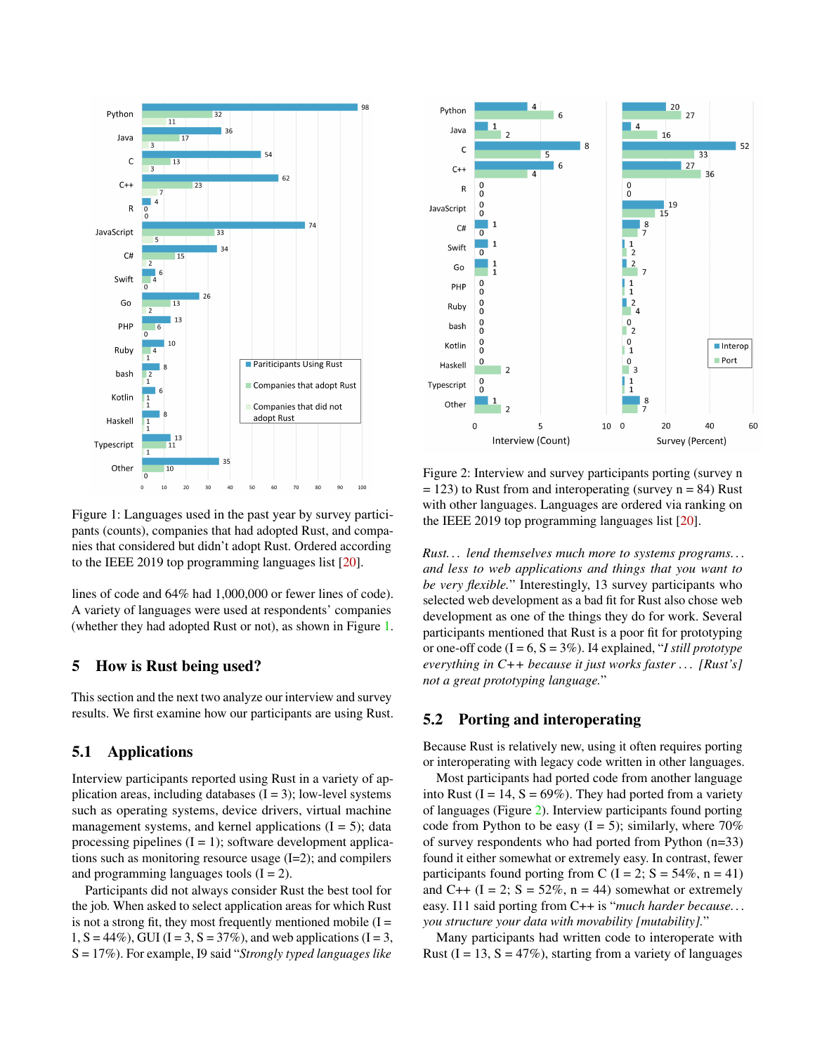Figure 1: Languages used in the past year by survey participants (counts), companies that had adopted Rust, and companies that considered but didn't adopt Rust. Ordered according to the IEEE 2019 top programming languages list [20].

lines of code and 64% had 1,000,000 or fewer lines of code). A variety of languages were used at respondents' companies (whether they had adopted Rust or not), as shown in Figure 1.

## 5 How is Rust being used?

This section and the next two analyze our interview and survey results. We first examine how our participants are using Rust.

### 5.1 Applications

Interview participants reported using Rust in a variety of application areas, including databases (I = 3); low-level systems such as operating systems, device drivers, virtual machine management systems, and kernel applications (I = 5); data processing pipelines (I = 1); software development applications such as monitoring resource usage (I=2); and compilers and programming languages tools (I = 2).

Participants did not always consider Rust the best tool for the job. When asked to select application areas for which Rust is not a strong fit, they most frequently mentioned mobile (I = 1, S = 44%), GUI (I = 3, S = 37%), and web applications (I = 3, S = 17%). For example, I9 said "*Strongly typed languages like Rust... lend themselves much more to systems programs... and less to web applications and things that you want to be very flexible.*" Interestingly, 13 survey participants who selected web development as a bad fit for Rust also chose web development as one of the things they do for work. Several participants mentioned that Rust is a poor fit for prototyping or one-off code (I = 6, S = 3%). I4 explained, "*I still prototype everything in C++ because it just works faster ... [Rust's] not a great prototyping language.*"

Figure 2: Interview and survey participants porting (survey n = 123) to Rust from and interoperating (survey n = 84) Rust with other languages. Languages are ordered via ranking on the IEEE 2019 top programming languages list [20].

### 5.2 Porting and interoperating

Because Rust is relatively new, using it often requires porting or interoperating with legacy code written in other languages.

Most participants had ported code from another language into Rust (I = 14, S = 69%). They had ported from a variety of languages (Figure 2). Interview participants found porting code from Python to be easy (I = 5); similarly, where 70% of survey respondents who had ported from Python (n=33) found it either somewhat or extremely easy. In contrast, fewer participants found porting from C (I = 2; S = 54%, n = 41) and C++ (I = 2; S = 52%, n = 44) somewhat or extremely easy. I11 said porting from C++ is "*much harder because... you structure your data with movability [mutability].*"

Many participants had written code to interoperate with Rust (I = 13, S = 47%), starting from a variety of languages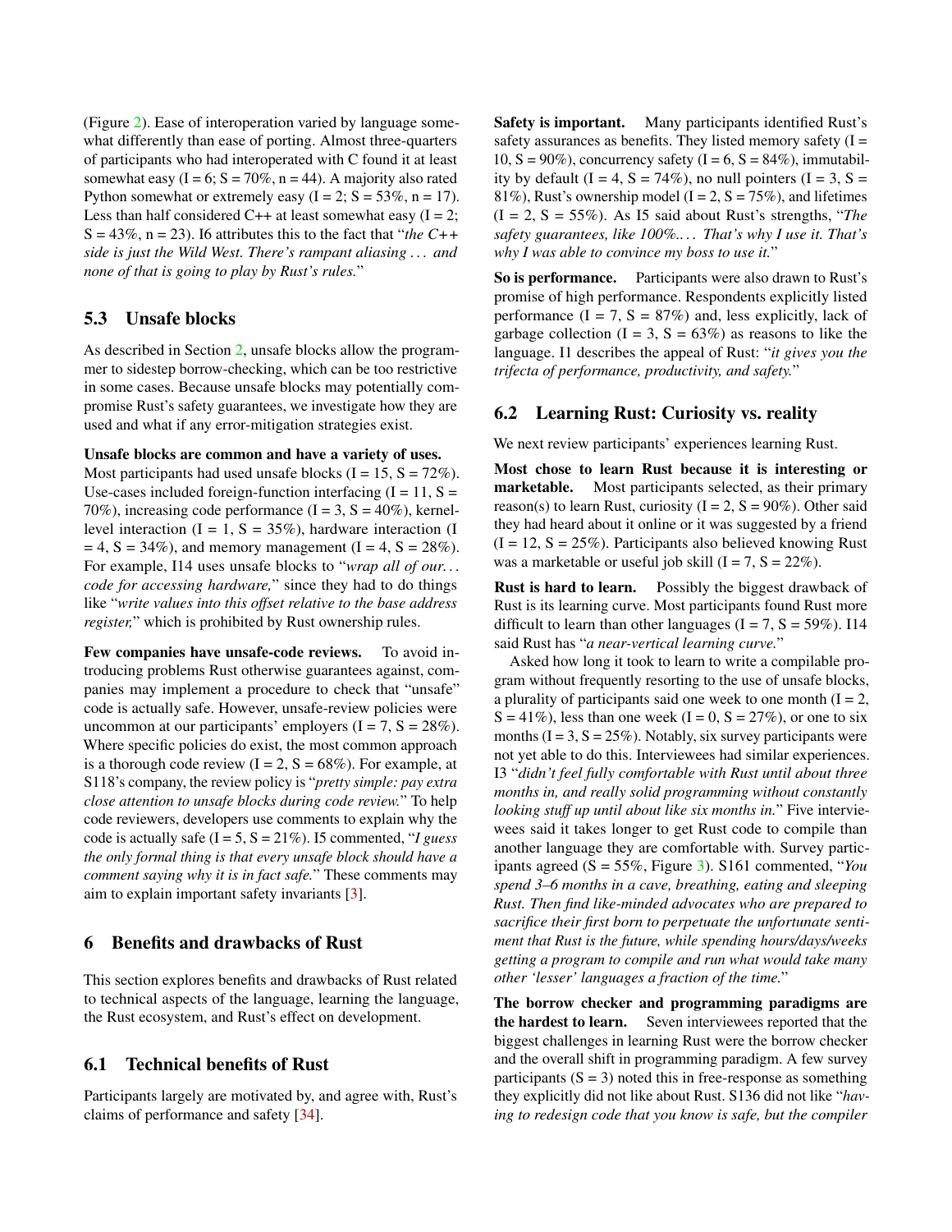(Figure 2). Ease of interoperation varied by language somewhat differently than ease of porting. Almost three-quarters of participants who had interoperated with C found it at least somewhat easy (I = 6; S = 70%, n = 44). A majority also rated Python somewhat or extremely easy (I = 2; S = 53%, n = 17). Less than half considered C++ at least somewhat easy (I = 2; S = 43%, n = 23). I6 attributes this to the fact that "*the C++ side is just the Wild West. There's rampant aliasing . . . and none of that is going to play by Rust's rules.*"

### 5.3 Unsafe blocks

As described in Section 2, unsafe blocks allow the programmer to sidestep borrow-checking, which can be too restrictive in some cases. Because unsafe blocks may potentially compromise Rust's safety guarantees, we investigate how they are used and what if any error-mitigation strategies exist.

**Unsafe blocks are common and have a variety of uses.** Most participants had used unsafe blocks (I = 15, S = 72%). Use-cases included foreign-function interfacing (I = 11, S = 70%), increasing code performance (I = 3, S = 40%), kernel-level interaction (I = 1, S = 35%), hardware interaction (I = 4, S = 34%), and memory management (I = 4, S = 28%). For example, I14 uses unsafe blocks to "*wrap all of our. . . code for accessing hardware,*" since they had to do things like "*write values into this offset relative to the base address register,*" which is prohibited by Rust ownership rules.

**Few companies have unsafe-code reviews.** To avoid introducing problems Rust otherwise guarantees against, companies may implement a procedure to check that "unsafe" code is actually safe. However, unsafe-review policies were uncommon at our participants' employers (I = 7, S = 28%). Where specific policies do exist, the most common approach is a thorough code review (I = 2, S = 68%). For example, at S118's company, the review policy is "*pretty simple: pay extra close attention to unsafe blocks during code review.*" To help code reviewers, developers use comments to explain why the code is actually safe (I = 5, S = 21%). I5 commented, "*I guess the only formal thing is that every unsafe block should have a comment saying why it is in fact safe.*" These comments may aim to explain important safety invariants [3].

## 6 Benefits and drawbacks of Rust

This section explores benefits and drawbacks of Rust related to technical aspects of the language, learning the language, the Rust ecosystem, and Rust's effect on development.

### 6.1 Technical benefits of Rust

Participants largely are motivated by, and agree with, Rust's claims of performance and safety [34].

**Safety is important.** Many participants identified Rust's safety assurances as benefits. They listed memory safety (I = 10, S = 90%), concurrency safety (I = 6, S = 84%), immutability by default (I = 4, S = 74%), no null pointers (I = 3, S = 81%), Rust's ownership model (I = 2, S = 75%), and lifetimes (I = 2, S = 55%). As I5 said about Rust's strengths, "*The safety guarantees, like 100%.. . . That's why I use it. That's why I was able to convince my boss to use it.*"

**So is performance.** Participants were also drawn to Rust's promise of high performance. Respondents explicitly listed performance (I = 7, S = 87%) and, less explicitly, lack of garbage collection (I = 3, S = 63%) as reasons to like the language. I1 describes the appeal of Rust: "*it gives you the trifecta of performance, productivity, and safety.*"

### 6.2 Learning Rust: Curiosity vs. reality

We next review participants' experiences learning Rust.

**Most chose to learn Rust because it is interesting or marketable.** Most participants selected, as their primary reason(s) to learn Rust, curiosity (I = 2, S = 90%). Other said they had heard about it online or it was suggested by a friend (I = 12, S = 25%). Participants also believed knowing Rust was a marketable or useful job skill (I = 7, S = 22%).

**Rust is hard to learn.** Possibly the biggest drawback of Rust is its learning curve. Most participants found Rust more difficult to learn than other languages (I = 7, S = 59%). I14 said Rust has "*a near-vertical learning curve.*"

Asked how long it took to learn to write a compilable program without frequently resorting to the use of unsafe blocks, a plurality of participants said one week to one month (I = 2, S = 41%), less than one week (I = 0, S = 27%), or one to six months (I = 3, S = 25%). Notably, six survey participants were not yet able to do this. Interviewees had similar experiences. I3 "*didn't feel fully comfortable with Rust until about three months in, and really solid programming without constantly looking stuff up until about like six months in.*" Five interviewees said it takes longer to get Rust code to compile than another language they are comfortable with. Survey participants agreed (S = 55%, Figure 3). S161 commented, "*You spend 3–6 months in a cave, breathing, eating and sleeping Rust. Then find like-minded advocates who are prepared to sacrifice their first born to perpetuate the unfortunate sentiment that Rust is the future, while spending hours/days/weeks getting a program to compile and run what would take many other 'lesser' languages a fraction of the time.*"

**The borrow checker and programming paradigms are the hardest to learn.** Seven interviewees reported that the biggest challenges in learning Rust were the borrow checker and the overall shift in programming paradigm. A few survey participants (S = 3) noted this in free-response as something they explicitly did not like about Rust. S136 did not like "*having to redesign code that you know is safe, but the compiler*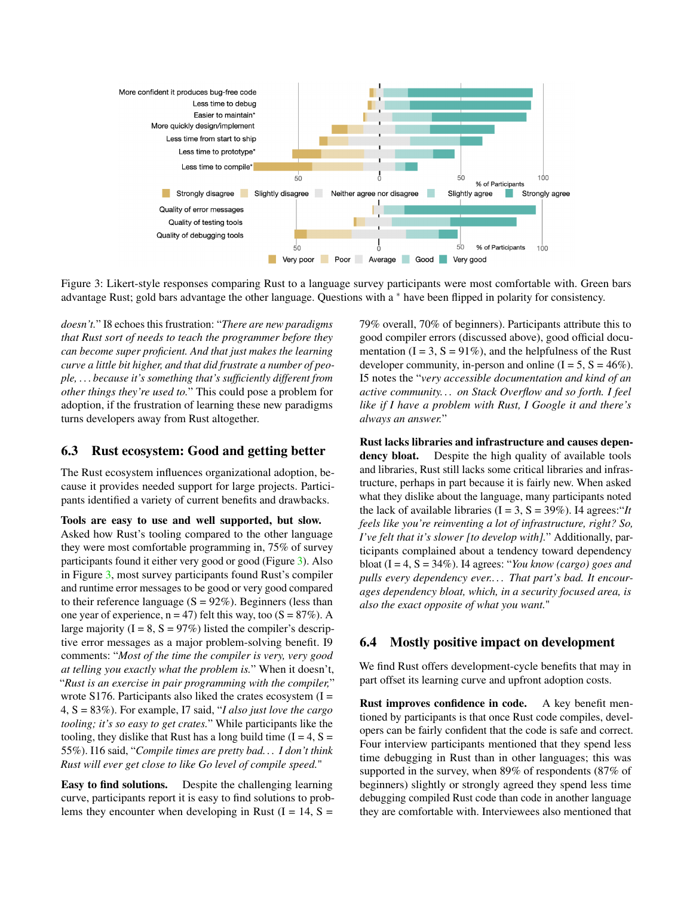Figure 3: Likert-style responses comparing Rust to a language survey participants were most comfortable with. Green bars advantage Rust; gold bars advantage the other language. Questions with a * have been flipped in polarity for consistency.

*doesn't.*" I8 echoes this frustration: "*There are new paradigms that Rust sort of needs to teach the programmer before they can become super proficient. And that just makes the learning curve a little bit higher, and that did frustrate a number of people, ... because it's something that's sufficiently different from other things they're used to.*" This could pose a problem for adoption, if the frustration of learning these new paradigms turns developers away from Rust altogether.

## 6.3 Rust ecosystem: Good and getting better

The Rust ecosystem influences organizational adoption, because it provides needed support for large projects. Participants identified a variety of current benefits and drawbacks.

**Tools are easy to use and well supported, but slow.** Asked how Rust's tooling compared to the other language they were most comfortable programming in, 75% of survey participants found it either very good or good (Figure 3). Also in Figure 3, most survey participants found Rust's compiler and runtime error messages to be good or very good compared to their reference language (S = 92%). Beginners (less than one year of experience, n = 47) felt this way, too (S = 87%). A large majority (I = 8, S = 97%) listed the compiler's descriptive error messages as a major problem-solving benefit. I9 comments: "*Most of the time the compiler is very, very good at telling you exactly what the problem is.*" When it doesn't, "*Rust is an exercise in pair programming with the compiler,*" wrote S176. Participants also liked the crates ecosystem (I = 4, S = 83%). For example, I7 said, "*I also just love the cargo tooling; it's so easy to get crates.*" While participants like the tooling, they dislike that Rust has a long build time (I = 4, S = 55%). I16 said, "*Compile times are pretty bad... I don't think Rust will ever get close to like Go level of compile speed.*"

**Easy to find solutions.** Despite the challenging learning curve, participants report it is easy to find solutions to problems they encounter when developing in Rust (I = 14, S = 79% overall, 70% of beginners). Participants attribute this to good compiler errors (discussed above), good official documentation (I = 3, S = 91%), and the helpfulness of the Rust developer community, in-person and online (I = 5, S = 46%). I5 notes the "*very accessible documentation and kind of an active community... on Stack Overflow and so forth. I feel like if I have a problem with Rust, I Google it and there's always an answer.*"

**Rust lacks libraries and infrastructure and causes dependency bloat.** Despite the high quality of available tools and libraries, Rust still lacks some critical libraries and infrastructure, perhaps in part because it is fairly new. When asked what they dislike about the language, many participants noted the lack of available libraries (I = 3, S = 39%). I4 agrees: "*It feels like you're reinventing a lot of infrastructure, right? So, I've felt that it's slower [to develop with].*" Additionally, participants complained about a tendency toward dependency bloat (I = 4, S = 34%). I4 agrees: "*You know (cargo) goes and pulls every dependency ever.... That part's bad. It encourages dependency bloat, which, in a security focused area, is also the exact opposite of what you want.*"

## 6.4 Mostly positive impact on development

We find Rust offers development-cycle benefits that may in part offset its learning curve and upfront adoption costs.

**Rust improves confidence in code.** A key benefit mentioned by participants is that once Rust code compiles, developers can be fairly confident that the code is safe and correct. Four interview participants mentioned that they spend less time debugging in Rust than in other languages; this was supported in the survey, when 89% of respondents (87% of beginners) slightly or strongly agreed they spend less time debugging compiled Rust code than code in another language they are comfortable with. Interviewees also mentioned that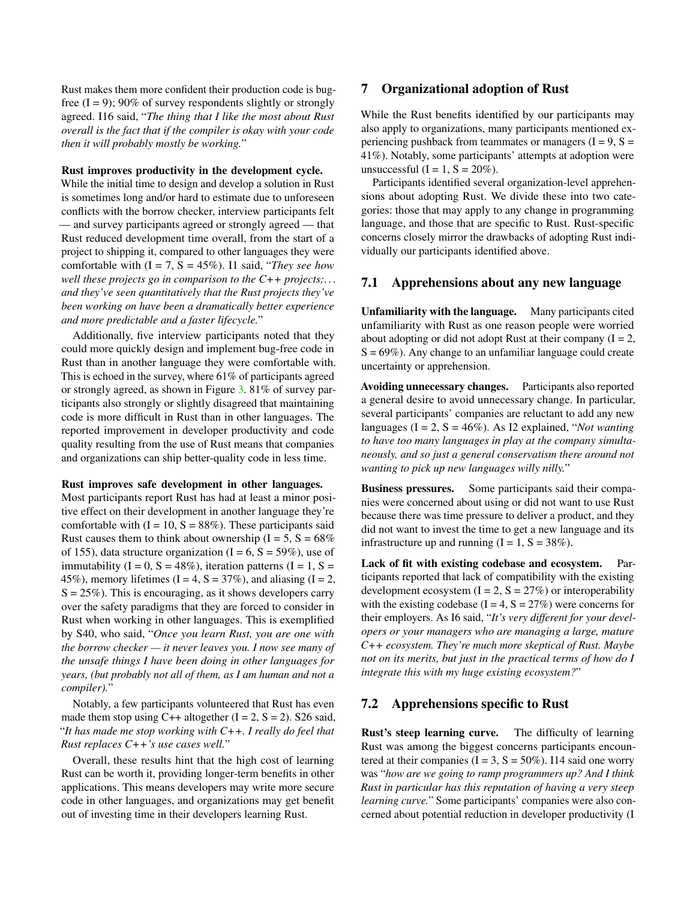Rust makes them more confident their production code is bug-free (I = 9); 90% of survey respondents slightly or strongly agreed. I16 said, "*The thing that I like the most about Rust overall is the fact that if the compiler is okay with your code then it will probably mostly be working.*"

**Rust improves productivity in the development cycle.** While the initial time to design and develop a solution in Rust is sometimes long and/or hard to estimate due to unforeseen conflicts with the borrow checker, interview participants felt — and survey participants agreed or strongly agreed — that Rust reduced development time overall, from the start of a project to shipping it, compared to other languages they were comfortable with (I = 7, S = 45%). I1 said, "*They see how well these projects go in comparison to the C++ projects;... and they've seen quantitatively that the Rust projects they've been working on have been a dramatically better experience and more predictable and a faster lifecycle.*"

Additionally, five interview participants noted that they could more quickly design and implement bug-free code in Rust than in another language they were comfortable with. This is echoed in the survey, where 61% of participants agreed or strongly agreed, as shown in Figure 3. 81% of survey participants also strongly or slightly disagreed that maintaining code is more difficult in Rust than in other languages. The reported improvement in developer productivity and code quality resulting from the use of Rust means that companies and organizations can ship better-quality code in less time.

**Rust improves safe development in other languages.** Most participants report Rust has had at least a minor positive effect on their development in another language they're comfortable with (I = 10, S = 88%). These participants said Rust causes them to think about ownership (I = 5, S = 68% of 155), data structure organization (I = 6, S = 59%), use of immutability (I = 0, S = 48%), iteration patterns (I = 1, S = 45%), memory lifetimes (I = 4, S = 37%), and aliasing (I = 2, S = 25%). This is encouraging, as it shows developers carry over the safety paradigms that they are forced to consider in Rust when working in other languages. This is exemplified by S40, who said, "*Once you learn Rust, you are one with the borrow checker — it never leaves you. I now see many of the unsafe things I have been doing in other languages for years, (but probably not all of them, as I am human and not a compiler).*"

Notably, a few participants volunteered that Rust has even made them stop using C++ altogether (I = 2, S = 2). S26 said, "*It has made me stop working with C++. I really do feel that Rust replaces C++'s use cases well.*"

Overall, these results hint that the high cost of learning Rust can be worth it, providing longer-term benefits in other applications. This means developers may write more secure code in other languages, and organizations may get benefit out of investing time in their developers learning Rust.

## 7 Organizational adoption of Rust

While the Rust benefits identified by our participants may also apply to organizations, many participants mentioned experiencing pushback from teammates or managers (I = 9, S = 41%). Notably, some participants' attempts at adoption were unsuccessful (I = 1, S = 20%).

Participants identified several organization-level apprehensions about adopting Rust. We divide these into two categories: those that may apply to any change in programming language, and those that are specific to Rust. Rust-specific concerns closely mirror the drawbacks of adopting Rust individually our participants identified above.

### 7.1 Apprehensions about any new language

**Unfamiliarity with the language.** Many participants cited unfamiliarity with Rust as one reason people were worried about adopting or did not adopt Rust at their company (I = 2, S = 69%). Any change to an unfamiliar language could create uncertainty or apprehension.

**Avoiding unnecessary changes.** Participants also reported a general desire to avoid unnecessary change. In particular, several participants' companies are reluctant to add any new languages (I = 2, S = 46%). As I2 explained, "*Not wanting to have too many languages in play at the company simultaneously, and so just a general conservatism there around not wanting to pick up new languages willy nilly.*"

**Business pressures.** Some participants said their companies were concerned about using or did not want to use Rust because there was time pressure to deliver a product, and they did not want to invest the time to get a new language and its infrastructure up and running (I = 1, S = 38%).

**Lack of fit with existing codebase and ecosystem.** Participants reported that lack of compatibility with the existing development ecosystem (I = 2, S = 27%) or interoperability with the existing codebase (I = 4, S = 27%) were concerns for their employers. As I6 said, "*It's very different for your developers or your managers who are managing a large, mature C++ ecosystem. They're much more skeptical of Rust. Maybe not on its merits, but just in the practical terms of how do I integrate this with my huge existing ecosystem?*"

### 7.2 Apprehensions specific to Rust

**Rust's steep learning curve.** The difficulty of learning Rust was among the biggest concerns participants encountered at their companies (I = 3, S = 50%). I14 said one worry was "*how are we going to ramp programmers up? And I think Rust in particular has this reputation of having a very steep learning curve.*" Some participants' companies were also concerned about potential reduction in developer productivity (I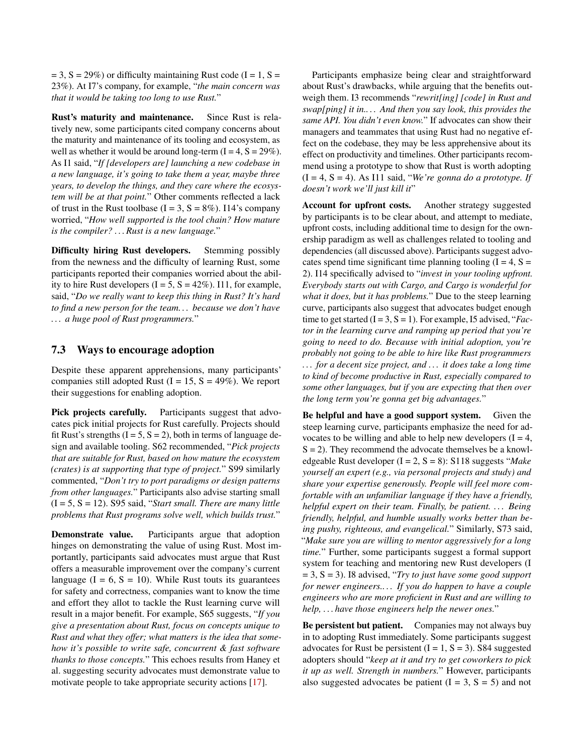= 3, S = 29%) or difficulty maintaining Rust code (I = 1, S = 23%). At I7's company, for example, "*the main concern was that it would be taking too long to use Rust.*"

**Rust's maturity and maintenance.** Since Rust is relatively new, some participants cited company concerns about the maturity and maintenance of its tooling and ecosystem, as well as whether it would be around long-term (I = 4, S = 29%). As I1 said, "*If [developers are] launching a new codebase in a new language, it's going to take them a year, maybe three years, to develop the things, and they care where the ecosystem will be at that point.*" Other comments reflected a lack of trust in the Rust toolbase (I = 3, S = 8%). I14's company worried, "*How well supported is the tool chain? How mature is the compiler? … Rust is a new language.*"

**Difficulty hiring Rust developers.** Stemming possibly from the newness and the difficulty of learning Rust, some participants reported their companies worried about the ability to hire Rust developers (I = 5, S = 42%). I11, for example, said, "*Do we really want to keep this thing in Rust? It's hard to find a new person for the team… because we don't have … a huge pool of Rust programmers.*"

## 7.3 Ways to encourage adoption

Despite these apparent apprehensions, many participants' companies still adopted Rust (I = 15, S = 49%). We report their suggestions for enabling adoption.

**Pick projects carefully.** Participants suggest that advocates pick initial projects for Rust carefully. Projects should fit Rust's strengths (I = 5, S = 2), both in terms of language design and available tooling. S62 recommended, "*Pick projects that are suitable for Rust, based on how mature the ecosystem (crates) is at supporting that type of project.*" S99 similarly commented, "*Don't try to port paradigms or design patterns from other languages.*" Participants also advise starting small (I = 5, S = 12). S95 said, "*Start small. There are many little problems that Rust programs solve well, which builds trust.*"

**Demonstrate value.** Participants argue that adoption hinges on demonstrating the value of using Rust. Most importantly, participants said advocates must argue that Rust offers a measurable improvement over the company's current language (I = 6, S = 10). While Rust touts its guarantees for safety and correctness, companies want to know the time and effort they allot to tackle the Rust learning curve will result in a major benefit. For example, S65 suggests, "*If you give a presentation about Rust, focus on concepts unique to Rust and what they offer; what matters is the idea that somehow it's possible to write safe, concurrent & fast software thanks to those concepts.*" This echoes results from Haney et al. suggesting security advocates must demonstrate value to motivate people to take appropriate security actions [17].

Participants emphasize being clear and straightforward about Rust's drawbacks, while arguing that the benefits outweigh them. I3 recommends "*rewrit[ing] [code] in Rust and swap[ping] it in.… And then you say look, this provides the same API. You didn't even know.*" If advocates can show their managers and teammates that using Rust had no negative effect on the codebase, they may be less apprehensive about its effect on productivity and timelines. Other participants recommend using a prototype to show that Rust is worth adopting (I = 4, S = 4). As I11 said, "*We're gonna do a prototype. If doesn't work we'll just kill it*"

**Account for upfront costs.** Another strategy suggested by participants is to be clear about, and attempt to mediate, upfront costs, including additional time to design for the ownership paradigm as well as challenges related to tooling and dependencies (all discussed above). Participants suggest advocates spend time significant time planning tooling (I = 4, S = 2). I14 specifically advised to "*invest in your tooling upfront. Everybody starts out with Cargo, and Cargo is wonderful for what it does, but it has problems.*" Due to the steep learning curve, participants also suggest that advocates budget enough time to get started (I = 3, S = 1). For example, I5 advised, "*Factor in the learning curve and ramping up period that you're going to need to do. Because with initial adoption, you're probably not going to be able to hire like Rust programmers … for a decent size project, and … it does take a long time to kind of become productive in Rust, especially compared to some other languages, but if you are expecting that then over the long term you're gonna get big advantages.*"

**Be helpful and have a good support system.** Given the steep learning curve, participants emphasize the need for advocates to be willing and able to help new developers (I = 4, S = 2). They recommend the advocate themselves be a knowledgeable Rust developer (I = 2, S = 8): S118 suggests "*Make yourself an expert (e.g., via personal projects and study) and share your expertise generously. People will feel more comfortable with an unfamiliar language if they have a friendly, helpful expert on their team. Finally, be patient. … Being friendly, helpful, and humble usually works better than being pushy, righteous, and evangelical.*" Similarly, S73 said, "*Make sure you are willing to mentor aggressively for a long time.*" Further, some participants suggest a formal support system for teaching and mentoring new Rust developers (I = 3, S = 3). I8 advised, "*Try to just have some good support for newer engineers.… If you do happen to have a couple engineers who are more proficient in Rust and are willing to help, … have those engineers help the newer ones.*"

**Be persistent but patient.** Companies may not always buy in to adopting Rust immediately. Some participants suggest advocates for Rust be persistent (I = 1, S = 3). S84 suggested adopters should "*keep at it and try to get coworkers to pick it up as well. Strength in numbers.*" However, participants also suggested advocates be patient (I = 3, S = 5) and not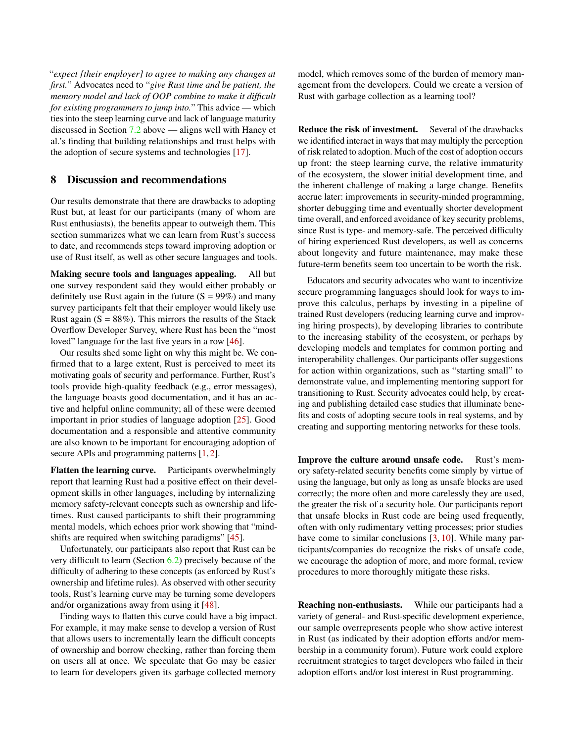"*expect [their employer] to agree to making any changes at first.*" Advocates need to "*give Rust time and be patient, the memory model and lack of OOP combine to make it difficult for existing programmers to jump into.*" This advice — which ties into the steep learning curve and lack of language maturity discussed in Section 7.2 above — aligns well with Haney et al.'s finding that building relationships and trust helps with the adoption of secure systems and technologies [17].

## 8 Discussion and recommendations

Our results demonstrate that there are drawbacks to adopting Rust but, at least for our participants (many of whom are Rust enthusiasts), the benefits appear to outweigh them. This section summarizes what we can learn from Rust's success to date, and recommends steps toward improving adoption or use of Rust itself, as well as other secure languages and tools.

**Making secure tools and languages appealing.** All but one survey respondent said they would either probably or definitely use Rust again in the future (S = 99%) and many survey participants felt that their employer would likely use Rust again (S = 88%). This mirrors the results of the Stack Overflow Developer Survey, where Rust has been the "most loved" language for the last five years in a row [46].

Our results shed some light on why this might be. We confirmed that to a large extent, Rust is perceived to meet its motivating goals of security and performance. Further, Rust's tools provide high-quality feedback (e.g., error messages), the language boasts good documentation, and it has an active and helpful online community; all of these were deemed important in prior studies of language adoption [25]. Good documentation and a responsible and attentive community are also known to be important for encouraging adoption of secure APIs and programming patterns [1, 2].

**Flatten the learning curve.** Participants overwhelmingly report that learning Rust had a positive effect on their development skills in other languages, including by internalizing memory safety-relevant concepts such as ownership and lifetimes. Rust caused participants to shift their programming mental models, which echoes prior work showing that "mindshifts are required when switching paradigms" [45].

Unfortunately, our participants also report that Rust can be very difficult to learn (Section 6.2) precisely because of the difficulty of adhering to these concepts (as enforced by Rust's ownership and lifetime rules). As observed with other security tools, Rust's learning curve may be turning some developers and/or organizations away from using it [48].

Finding ways to flatten this curve could have a big impact. For example, it may make sense to develop a version of Rust that allows users to incrementally learn the difficult concepts of ownership and borrow checking, rather than forcing them on users all at once. We speculate that Go may be easier to learn for developers given its garbage collected memory model, which removes some of the burden of memory management from the developers. Could we create a version of Rust with garbage collection as a learning tool?

**Reduce the risk of investment.** Several of the drawbacks we identified interact in ways that may multiply the perception of risk related to adoption. Much of the cost of adoption occurs up front: the steep learning curve, the relative immaturity of the ecosystem, the slower initial development time, and the inherent challenge of making a large change. Benefits accrue later: improvements in security-minded programming, shorter debugging time and eventually shorter development time overall, and enforced avoidance of key security problems, since Rust is type- and memory-safe. The perceived difficulty of hiring experienced Rust developers, as well as concerns about longevity and future maintenance, may make these future-term benefits seem too uncertain to be worth the risk.

Educators and security advocates who want to incentivize secure programming languages should look for ways to improve this calculus, perhaps by investing in a pipeline of trained Rust developers (reducing learning curve and improving hiring prospects), by developing libraries to contribute to the increasing stability of the ecosystem, or perhaps by developing models and templates for common porting and interoperability challenges. Our participants offer suggestions for action within organizations, such as "starting small" to demonstrate value, and implementing mentoring support for transitioning to Rust. Security advocates could help, by creating and publishing detailed case studies that illuminate benefits and costs of adopting secure tools in real systems, and by creating and supporting mentoring networks for these tools.

**Improve the culture around unsafe code.** Rust's memory safety-related security benefits come simply by virtue of using the language, but only as long as unsafe blocks are used correctly; the more often and more carelessly they are used, the greater the risk of a security hole. Our participants report that unsafe blocks in Rust code are being used frequently, often with only rudimentary vetting processes; prior studies have come to similar conclusions [3, 10]. While many participants/companies do recognize the risks of unsafe code, we encourage the adoption of more, and more formal, review procedures to more thoroughly mitigate these risks.

**Reaching non-enthusiasts.** While our participants had a variety of general- and Rust-specific development experience, our sample overrepresents people who show active interest in Rust (as indicated by their adoption efforts and/or membership in a community forum). Future work could explore recruitment strategies to target developers who failed in their adoption efforts and/or lost interest in Rust programming.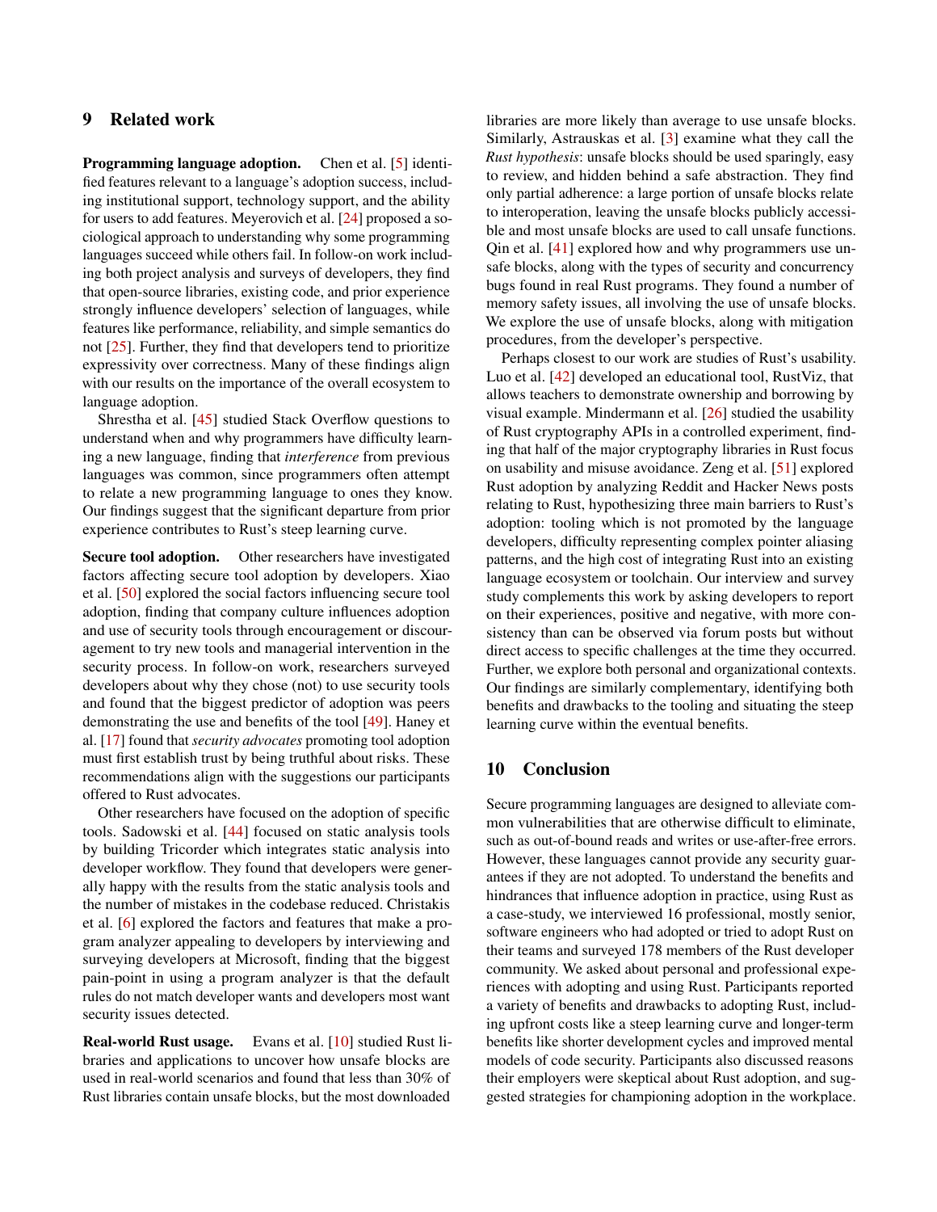## 9 Related work

**Programming language adoption.** Chen et al. [5] identified features relevant to a language's adoption success, including institutional support, technology support, and the ability for users to add features. Meyerovich et al. [24] proposed a sociological approach to understanding why some programming languages succeed while others fail. In follow-on work including both project analysis and surveys of developers, they find that open-source libraries, existing code, and prior experience strongly influence developers' selection of languages, while features like performance, reliability, and simple semantics do not [25]. Further, they find that developers tend to prioritize expressivity over correctness. Many of these findings align with our results on the importance of the overall ecosystem to language adoption.

Shrestha et al. [45] studied Stack Overflow questions to understand when and why programmers have difficulty learning a new language, finding that *interference* from previous languages was common, since programmers often attempt to relate a new programming language to ones they know. Our findings suggest that the significant departure from prior experience contributes to Rust's steep learning curve.

**Secure tool adoption.** Other researchers have investigated factors affecting secure tool adoption by developers. Xiao et al. [50] explored the social factors influencing secure tool adoption, finding that company culture influences adoption and use of security tools through encouragement or discouragement to try new tools and managerial intervention in the security process. In follow-on work, researchers surveyed developers about why they chose (not) to use security tools and found that the biggest predictor of adoption was peers demonstrating the use and benefits of the tool [49]. Haney et al. [17] found that *security advocates* promoting tool adoption must first establish trust by being truthful about risks. These recommendations align with the suggestions our participants offered to Rust advocates.

Other researchers have focused on the adoption of specific tools. Sadowski et al. [44] focused on static analysis tools by building Tricorder which integrates static analysis into developer workflow. They found that developers were generally happy with the results from the static analysis tools and the number of mistakes in the codebase reduced. Christakis et al. [6] explored the factors and features that make a program analyzer appealing to developers by interviewing and surveying developers at Microsoft, finding that the biggest pain-point in using a program analyzer is that the default rules do not match developer wants and developers most want security issues detected.

**Real-world Rust usage.** Evans et al. [10] studied Rust libraries and applications to uncover how unsafe blocks are used in real-world scenarios and found that less than 30% of Rust libraries contain unsafe blocks, but the most downloaded libraries are more likely than average to use unsafe blocks. Similarly, Astrauskas et al. [3] examine what they call the *Rust hypothesis*: unsafe blocks should be used sparingly, easy to review, and hidden behind a safe abstraction. They find only partial adherence: a large portion of unsafe blocks relate to interoperation, leaving the unsafe blocks publicly accessible and most unsafe blocks are used to call unsafe functions. Qin et al. [41] explored how and why programmers use unsafe blocks, along with the types of security and concurrency bugs found in real Rust programs. They found a number of memory safety issues, all involving the use of unsafe blocks. We explore the use of unsafe blocks, along with mitigation procedures, from the developer's perspective.

Perhaps closest to our work are studies of Rust's usability. Luo et al. [42] developed an educational tool, RustViz, that allows teachers to demonstrate ownership and borrowing by visual example. Mindermann et al. [26] studied the usability of Rust cryptography APIs in a controlled experiment, finding that half of the major cryptography libraries in Rust focus on usability and misuse avoidance. Zeng et al. [51] explored Rust adoption by analyzing Reddit and Hacker News posts relating to Rust, hypothesizing three main barriers to Rust's adoption: tooling which is not promoted by the language developers, difficulty representing complex pointer aliasing patterns, and the high cost of integrating Rust into an existing language ecosystem or toolchain. Our interview and survey study complements this work by asking developers to report on their experiences, positive and negative, with more consistency than can be observed via forum posts but without direct access to specific challenges at the time they occurred. Further, we explore both personal and organizational contexts. Our findings are similarly complementary, identifying both benefits and drawbacks to the tooling and situating the steep learning curve within the eventual benefits.

## 10 Conclusion

Secure programming languages are designed to alleviate common vulnerabilities that are otherwise difficult to eliminate, such as out-of-bound reads and writes or use-after-free errors. However, these languages cannot provide any security guarantees if they are not adopted. To understand the benefits and hindrances that influence adoption in practice, using Rust as a case-study, we interviewed 16 professional, mostly senior, software engineers who had adopted or tried to adopt Rust on their teams and surveyed 178 members of the Rust developer community. We asked about personal and professional experiences with adopting and using Rust. Participants reported a variety of benefits and drawbacks to adopting Rust, including upfront costs like a steep learning curve and longer-term benefits like shorter development cycles and improved mental models of code security. Participants also discussed reasons their employers were skeptical about Rust adoption, and suggested strategies for championing adoption in the workplace.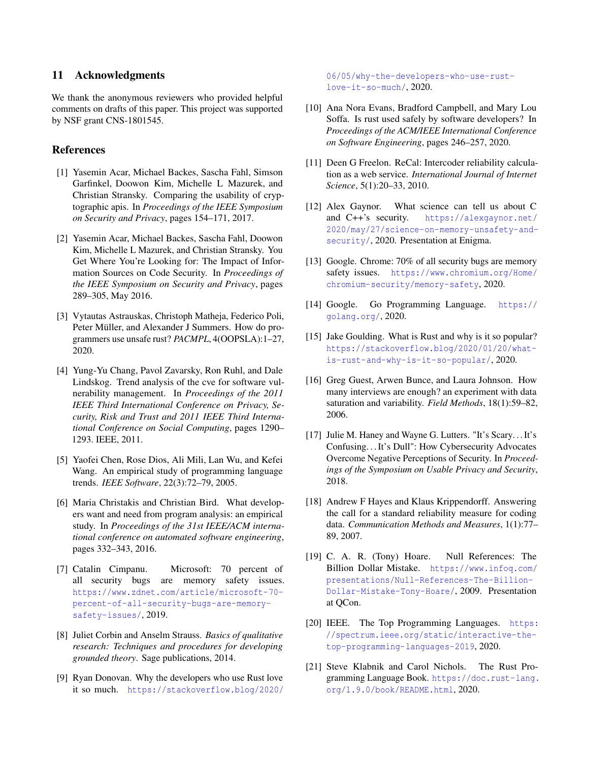## 11 Acknowledgments

We thank the anonymous reviewers who provided helpful comments on drafts of this paper. This project was supported by NSF grant CNS-1801545.

## References

[1] Yasemin Acar, Michael Backes, Sascha Fahl, Simson Garfinkel, Doowon Kim, Michelle L Mazurek, and Christian Stransky. Comparing the usability of cryptographic apis. In *Proceedings of the IEEE Symposium on Security and Privacy*, pages 154–171, 2017.

[2] Yasemin Acar, Michael Backes, Sascha Fahl, Doowon Kim, Michelle L Mazurek, and Christian Stransky. You Get Where You're Looking for: The Impact of Information Sources on Code Security. In *Proceedings of the IEEE Symposium on Security and Privacy*, pages 289–305, May 2016.

[3] Vytautas Astrauskas, Christoph Matheja, Federico Poli, Peter Müller, and Alexander J Summers. How do programmers use unsafe rust? *PACMPL*, 4(OOPSLA):1–27, 2020.

[4] Yung-Yu Chang, Pavol Zavarsky, Ron Ruhl, and Dale Lindskog. Trend analysis of the cve for software vulnerability management. In *Proceedings of the 2011 IEEE Third International Conference on Privacy, Security, Risk and Trust and 2011 IEEE Third International Conference on Social Computing*, pages 1290–1293. IEEE, 2011.

[5] Yaofei Chen, Rose Dios, Ali Mili, Lan Wu, and Kefei Wang. An empirical study of programming language trends. *IEEE Software*, 22(3):72–79, 2005.

[6] Maria Christakis and Christian Bird. What developers want and need from program analysis: an empirical study. In *Proceedings of the 31st IEEE/ACM international conference on automated software engineering*, pages 332–343, 2016.

[7] Catalin Cimpanu. Microsoft: 70 percent of all security bugs are memory safety issues. https://www.zdnet.com/article/microsoft-70-percent-of-all-security-bugs-are-memory-safety-issues/, 2019.

[8] Juliet Corbin and Anselm Strauss. *Basics of qualitative research: Techniques and procedures for developing grounded theory*. Sage publications, 2014.

[9] Ryan Donovan. Why the developers who use Rust love it so much. https://stackoverflow.blog/2020/06/05/why-the-developers-who-use-rust-love-it-so-much/, 2020.

[10] Ana Nora Evans, Bradford Campbell, and Mary Lou Soffa. Is rust used safely by software developers? In *Proceedings of the ACM/IEEE International Conference on Software Engineering*, pages 246–257, 2020.

[11] Deen G Freelon. ReCal: Intercoder reliability calculation as a web service. *International Journal of Internet Science*, 5(1):20–33, 2010.

[12] Alex Gaynor. What science can tell us about C and C++'s security. https://alexgaynor.net/2020/may/27/science-on-memory-unsafety-and-security/, 2020. Presentation at Enigma.

[13] Google. Chrome: 70% of all security bugs are memory safety issues. https://www.chromium.org/Home/chromium-security/memory-safety, 2020.

[14] Google. Go Programming Language. https://golang.org/, 2020.

[15] Jake Goulding. What is Rust and why is it so popular? https://stackoverflow.blog/2020/01/20/what-is-rust-and-why-is-it-so-popular/, 2020.

[16] Greg Guest, Arwen Bunce, and Laura Johnson. How many interviews are enough? an experiment with data saturation and variability. *Field Methods*, 18(1):59–82, 2006.

[17] Julie M. Haney and Wayne G. Lutters. "It's Scary... It's Confusing... It's Dull": How Cybersecurity Advocates Overcome Negative Perceptions of Security. In *Proceedings of the Symposium on Usable Privacy and Security*, 2018.

[18] Andrew F Hayes and Klaus Krippendorff. Answering the call for a standard reliability measure for coding data. *Communication Methods and Measures*, 1(1):77–89, 2007.

[19] C. A. R. (Tony) Hoare. Null References: The Billion Dollar Mistake. https://www.infoq.com/presentations/Null-References-The-Billion-Dollar-Mistake-Tony-Hoare/, 2009. Presentation at QCon.

[20] IEEE. The Top Programming Languages. https://spectrum.ieee.org/static/interactive-the-top-programming-languages-2019, 2020.

[21] Steve Klabnik and Carol Nichols. The Rust Programming Language Book. https://doc.rust-lang.org/1.9.0/book/README.html, 2020.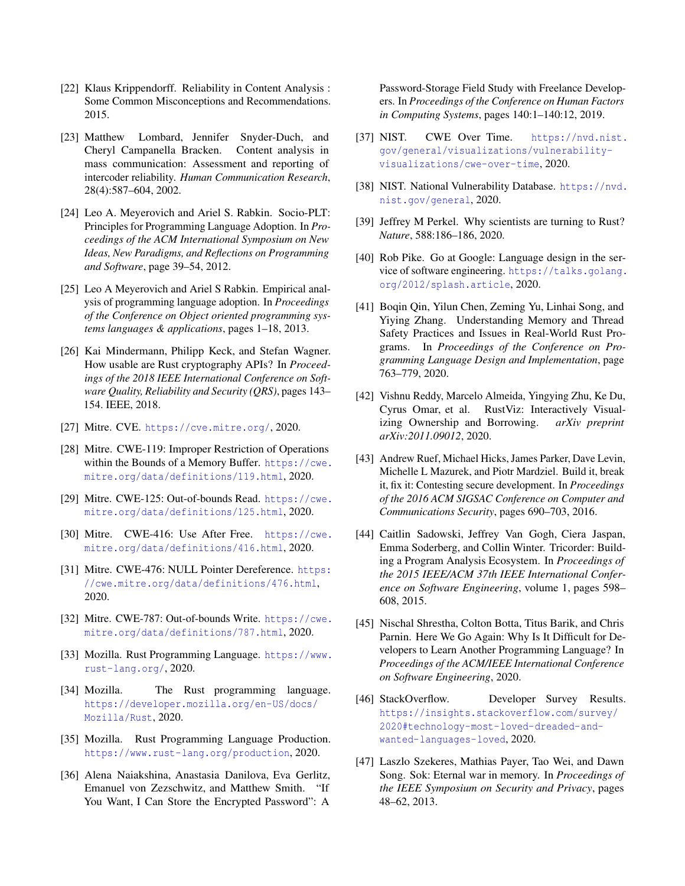[22] Klaus Krippendorff. Reliability in Content Analysis : Some Common Misconceptions and Recommendations. 2015.

[23] Matthew Lombard, Jennifer Snyder-Duch, and Cheryl Campanella Bracken. Content analysis in mass communication: Assessment and reporting of intercoder reliability. *Human Communication Research*, 28(4):587–604, 2002.

[24] Leo A. Meyerovich and Ariel S. Rabkin. Socio-PLT: Principles for Programming Language Adoption. In *Proceedings of the ACM International Symposium on New Ideas, New Paradigms, and Reflections on Programming and Software*, page 39–54, 2012.

[25] Leo A Meyerovich and Ariel S Rabkin. Empirical analysis of programming language adoption. In *Proceedings of the Conference on Object oriented programming systems languages & applications*, pages 1–18, 2013.

[26] Kai Mindermann, Philipp Keck, and Stefan Wagner. How usable are Rust cryptography APIs? In *Proceedings of the 2018 IEEE International Conference on Software Quality, Reliability and Security (QRS)*, pages 143–154. IEEE, 2018.

[27] Mitre. CVE. https://cve.mitre.org/, 2020.

[28] Mitre. CWE-119: Improper Restriction of Operations within the Bounds of a Memory Buffer. https://cwe.mitre.org/data/definitions/119.html, 2020.

[29] Mitre. CWE-125: Out-of-bounds Read. https://cwe.mitre.org/data/definitions/125.html, 2020.

[30] Mitre. CWE-416: Use After Free. https://cwe.mitre.org/data/definitions/416.html, 2020.

[31] Mitre. CWE-476: NULL Pointer Dereference. https://cwe.mitre.org/data/definitions/476.html, 2020.

[32] Mitre. CWE-787: Out-of-bounds Write. https://cwe.mitre.org/data/definitions/787.html, 2020.

[33] Mozilla. Rust Programming Language. https://www.rust-lang.org/, 2020.

[34] Mozilla. The Rust programming language. https://developer.mozilla.org/en-US/docs/Mozilla/Rust, 2020.

[35] Mozilla. Rust Programming Language Production. https://www.rust-lang.org/production, 2020.

[36] Alena Naiakshina, Anastasia Danilova, Eva Gerlitz, Emanuel von Zezschwitz, and Matthew Smith. "If You Want, I Can Store the Encrypted Password": A Password-Storage Field Study with Freelance Developers. In *Proceedings of the Conference on Human Factors in Computing Systems*, pages 140:1–140:12, 2019.

[37] NIST. CWE Over Time. https://nvd.nist.gov/general/visualizations/vulnerability-visualizations/cwe-over-time, 2020.

[38] NIST. National Vulnerability Database. https://nvd.nist.gov/general, 2020.

[39] Jeffrey M Perkel. Why scientists are turning to Rust? *Nature*, 588:186–186, 2020.

[40] Rob Pike. Go at Google: Language design in the service of software engineering. https://talks.golang.org/2012/splash.article, 2020.

[41] Boqin Qin, Yilun Chen, Zeming Yu, Linhai Song, and Yiying Zhang. Understanding Memory and Thread Safety Practices and Issues in Real-World Rust Programs. In *Proceedings of the Conference on Programming Language Design and Implementation*, page 763–779, 2020.

[42] Vishnu Reddy, Marcelo Almeida, Yingying Zhu, Ke Du, Cyrus Omar, et al. RustViz: Interactively Visualizing Ownership and Borrowing. *arXiv preprint arXiv:2011.09012*, 2020.

[43] Andrew Ruef, Michael Hicks, James Parker, Dave Levin, Michelle L Mazurek, and Piotr Mardziel. Build it, break it, fix it: Contesting secure development. In *Proceedings of the 2016 ACM SIGSAC Conference on Computer and Communications Security*, pages 690–703, 2016.

[44] Caitlin Sadowski, Jeffrey Van Gogh, Ciera Jaspan, Emma Soderberg, and Collin Winter. Tricorder: Building a Program Analysis Ecosystem. In *Proceedings of the 2015 IEEE/ACM 37th IEEE International Conference on Software Engineering*, volume 1, pages 598–608, 2015.

[45] Nischal Shrestha, Colton Botta, Titus Barik, and Chris Parnin. Here We Go Again: Why Is It Difficult for Developers to Learn Another Programming Language? In *Proceedings of the ACM/IEEE International Conference on Software Engineering*, 2020.

[46] StackOverflow. Developer Survey Results. https://insights.stackoverflow.com/survey/2020#technology-most-loved-dreaded-and-wanted-languages-loved, 2020.

[47] Laszlo Szekeres, Mathias Payer, Tao Wei, and Dawn Song. Sok: Eternal war in memory. In *Proceedings of the IEEE Symposium on Security and Privacy*, pages 48–62, 2013.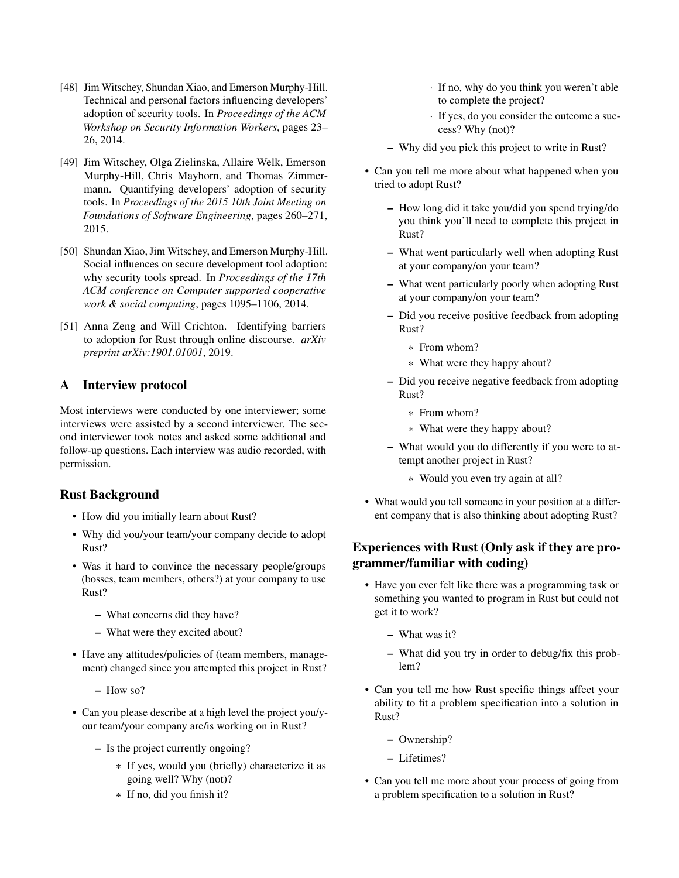[48] Jim Witschey, Shundan Xiao, and Emerson Murphy-Hill. Technical and personal factors influencing developers' adoption of security tools. In *Proceedings of the ACM Workshop on Security Information Workers*, pages 23–26, 2014.

[49] Jim Witschey, Olga Zielinska, Allaire Welk, Emerson Murphy-Hill, Chris Mayhorn, and Thomas Zimmermann. Quantifying developers' adoption of security tools. In *Proceedings of the 2015 10th Joint Meeting on Foundations of Software Engineering*, pages 260–271, 2015.

[50] Shundan Xiao, Jim Witschey, and Emerson Murphy-Hill. Social influences on secure development tool adoption: why security tools spread. In *Proceedings of the 17th ACM conference on Computer supported cooperative work & social computing*, pages 1095–1106, 2014.

[51] Anna Zeng and Will Crichton. Identifying barriers to adoption for Rust through online discourse. *arXiv preprint arXiv:1901.01001*, 2019.

## A Interview protocol

Most interviews were conducted by one interviewer; some interviews were assisted by a second interviewer. The second interviewer took notes and asked some additional and follow-up questions. Each interview was audio recorded, with permission.

### Rust Background

- How did you initially learn about Rust?
- Why did you/your team/your company decide to adopt Rust?
- Was it hard to convince the necessary people/groups (bosses, team members, others?) at your company to use Rust?
  - What concerns did they have?
  - What were they excited about?
- Have any attitudes/policies of (team members, management) changed since you attempted this project in Rust?
  - How so?
- Can you please describe at a high level the project you/your team/your company are/is working on in Rust?
  - Is the project currently ongoing?
    - If yes, would you (briefly) characterize it as going well? Why (not)?
    - If no, did you finish it?
      - If no, why do you think you weren't able to complete the project?
      - If yes, do you consider the outcome a success? Why (not)?
  - Why did you pick this project to write in Rust?
- Can you tell me more about what happened when you tried to adopt Rust?
  - How long did it take you/did you spend trying/do you think you'll need to complete this project in Rust?
  - What went particularly well when adopting Rust at your company/on your team?
  - What went particularly poorly when adopting Rust at your company/on your team?
  - Did you receive positive feedback from adopting Rust?
    - From whom?
    - What were they happy about?
  - Did you receive negative feedback from adopting Rust?
    - From whom?
    - What were they happy about?
  - What would you do differently if you were to attempt another project in Rust?
    - Would you even try again at all?
- What would you tell someone in your position at a different company that is also thinking about adopting Rust?

### Experiences with Rust (Only ask if they are programmer/familiar with coding)

- Have you ever felt like there was a programming task or something you wanted to program in Rust but could not get it to work?
  - What was it?
  - What did you try in order to debug/fix this problem?
- Can you tell me how Rust specific things affect your ability to fit a problem specification into a solution in Rust?
  - Ownership?
  - Lifetimes?
- Can you tell me more about your process of going from a problem specification to a solution in Rust?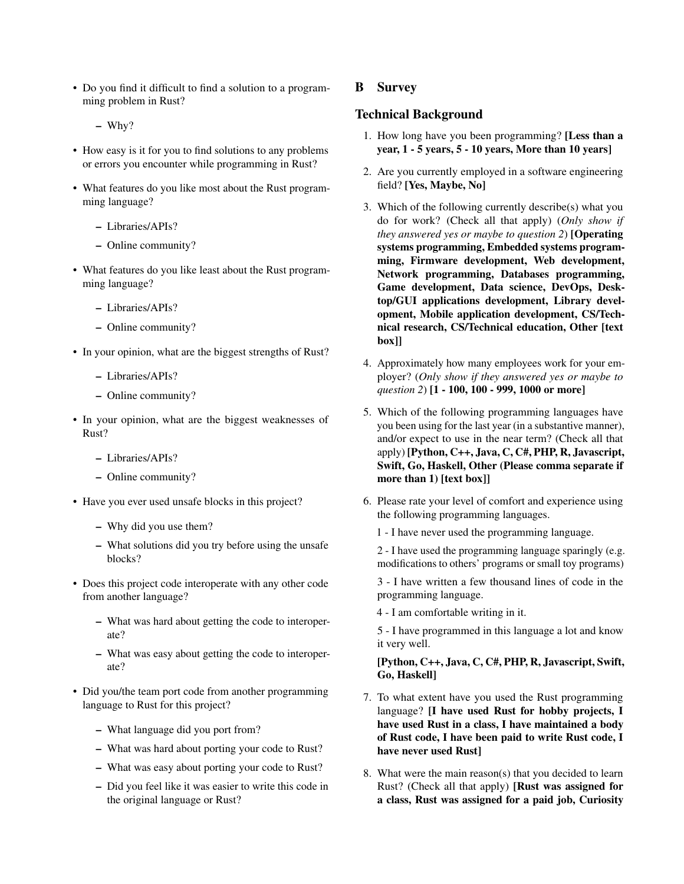- Do you find it difficult to find a solution to a programming problem in Rust?
  - Why?
- How easy is it for you to find solutions to any problems or errors you encounter while programming in Rust?
- What features do you like most about the Rust programming language?
  - Libraries/APIs?
  - Online community?
- What features do you like least about the Rust programming language?
  - Libraries/APIs?
  - Online community?
- In your opinion, what are the biggest strengths of Rust?
  - Libraries/APIs?
  - Online community?
- In your opinion, what are the biggest weaknesses of Rust?
  - Libraries/APIs?
  - Online community?
- Have you ever used unsafe blocks in this project?
  - Why did you use them?
  - What solutions did you try before using the unsafe blocks?
- Does this project code interoperate with any other code from another language?
  - What was hard about getting the code to interoperate?
  - What was easy about getting the code to interoperate?
- Did you/the team port code from another programming language to Rust for this project?
  - What language did you port from?
  - What was hard about porting your code to Rust?
  - What was easy about porting your code to Rust?
  - Did you feel like it was easier to write this code in the original language or Rust?

# B Survey

## Technical Background

1. How long have you been programming? **[Less than a year, 1 - 5 years, 5 - 10 years, More than 10 years]**
2. Are you currently employed in a software engineering field? **[Yes, Maybe, No]**
3. Which of the following currently describe(s) what you do for work? (Check all that apply) (*Only show if they answered yes or maybe to question 2*) **[Operating systems programming, Embedded systems programming, Firmware development, Web development, Network programming, Databases programming, Game development, Data science, DevOps, Desktop/GUI applications development, Library development, Mobile application development, CS/Technical research, CS/Technical education, Other [text box]]**
4. Approximately how many employees work for your employer? (*Only show if they answered yes or maybe to question 2*) **[1 - 100, 100 - 999, 1000 or more]**
5. Which of the following programming languages have you been using for the last year (in a substantive manner), and/or expect to use in the near term? (Check all that apply) **[Python, C++, Java, C, C#, PHP, R, Javascript, Swift, Go, Haskell, Other (Please comma separate if more than 1) [text box]]**
6. Please rate your level of comfort and experience using the following programming languages.

   1 - I have never used the programming language.

   2 - I have used the programming language sparingly (e.g. modifications to others' programs or small toy programs)

   3 - I have written a few thousand lines of code in the programming language.

   4 - I am comfortable writing in it.

   5 - I have programmed in this language a lot and know it very well.

   **[Python, C++, Java, C, C#, PHP, R, Javascript, Swift, Go, Haskell]**
7. To what extent have you used the Rust programming language? **[I have used Rust for hobby projects, I have used Rust in a class, I have maintained a body of Rust code, I have been paid to write Rust code, I have never used Rust]**
8. What were the main reason(s) that you decided to learn Rust? (Check all that apply) **[Rust was assigned for a class, Rust was assigned for a paid job, Curiosity**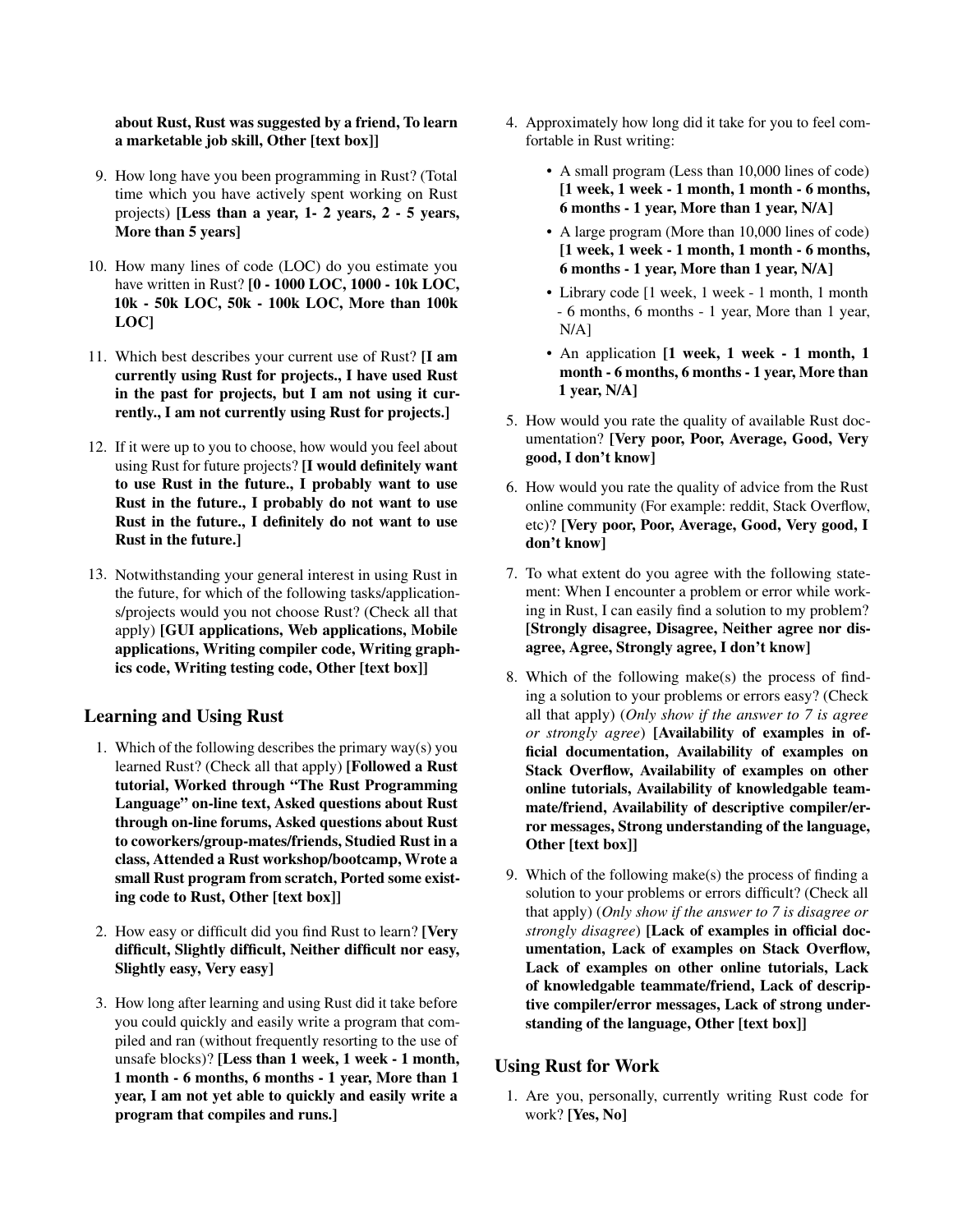**about Rust, Rust was suggested by a friend, To learn a marketable job skill, Other [text box]]**

9. How long have you been programming in Rust? (Total time which you have actively spent working on Rust projects) **[Less than a year, 1- 2 years, 2 - 5 years, More than 5 years]**

10. How many lines of code (LOC) do you estimate you have written in Rust? **[0 - 1000 LOC, 1000 - 10k LOC, 10k - 50k LOC, 50k - 100k LOC, More than 100k LOC]**

11. Which best describes your current use of Rust? **[I am currently using Rust for projects., I have used Rust in the past for projects, but I am not using it currently., I am not currently using Rust for projects.]**

12. If it were up to you to choose, how would you feel about using Rust for future projects? **[I would definitely want to use Rust in the future., I probably want to use Rust in the future., I probably do not want to use Rust in the future., I definitely do not want to use Rust in the future.]**

13. Notwithstanding your general interest in using Rust in the future, for which of the following tasks/applications/projects would you not choose Rust? (Check all that apply) **[GUI applications, Web applications, Mobile applications, Writing compiler code, Writing graphics code, Writing testing code, Other [text box]]**

## Learning and Using Rust

1. Which of the following describes the primary way(s) you learned Rust? (Check all that apply) **[Followed a Rust tutorial, Worked through "The Rust Programming Language" on-line text, Asked questions about Rust through on-line forums, Asked questions about Rust to coworkers/group-mates/friends, Studied Rust in a class, Attended a Rust workshop/bootcamp, Wrote a small Rust program from scratch, Ported some existing code to Rust, Other [text box]]**

2. How easy or difficult did you find Rust to learn? **[Very difficult, Slightly difficult, Neither difficult nor easy, Slightly easy, Very easy]**

3. How long after learning and using Rust did it take before you could quickly and easily write a program that compiled and ran (without frequently resorting to the use of unsafe blocks)? **[Less than 1 week, 1 week - 1 month, 1 month - 6 months, 6 months - 1 year, More than 1 year, I am not yet able to quickly and easily write a program that compiles and runs.]**

4. Approximately how long did it take for you to feel comfortable in Rust writing:
   - A small program (Less than 10,000 lines of code) **[1 week, 1 week - 1 month, 1 month - 6 months, 6 months - 1 year, More than 1 year, N/A]**
   - A large program (More than 10,000 lines of code) **[1 week, 1 week - 1 month, 1 month - 6 months, 6 months - 1 year, More than 1 year, N/A]**
   - Library code [1 week, 1 week - 1 month, 1 month - 6 months, 6 months - 1 year, More than 1 year, N/A]
   - An application **[1 week, 1 week - 1 month, 1 month - 6 months, 6 months - 1 year, More than 1 year, N/A]**

5. How would you rate the quality of available Rust documentation? **[Very poor, Poor, Average, Good, Very good, I don't know]**

6. How would you rate the quality of advice from the Rust online community (For example: reddit, Stack Overflow, etc)? **[Very poor, Poor, Average, Good, Very good, I don't know]**

7. To what extent do you agree with the following statement: When I encounter a problem or error while working in Rust, I can easily find a solution to my problem? **[Strongly disagree, Disagree, Neither agree nor disagree, Agree, Strongly agree, I don't know]**

8. Which of the following make(s) the process of finding a solution to your problems or errors easy? (Check all that apply) (*Only show if the answer to 7 is agree or strongly agree*) **[Availability of examples in official documentation, Availability of examples on Stack Overflow, Availability of examples on other online tutorials, Availability of knowledgable teammate/friend, Availability of descriptive compiler/error messages, Strong understanding of the language, Other [text box]]**

9. Which of the following make(s) the process of finding a solution to your problems or errors difficult? (Check all that apply) (*Only show if the answer to 7 is disagree or strongly disagree*) **[Lack of examples in official documentation, Lack of examples on Stack Overflow, Lack of examples on other online tutorials, Lack of knowledgable teammate/friend, Lack of descriptive compiler/error messages, Lack of strong understanding of the language, Other [text box]]**

## Using Rust for Work

1. Are you, personally, currently writing Rust code for work? **[Yes, No]**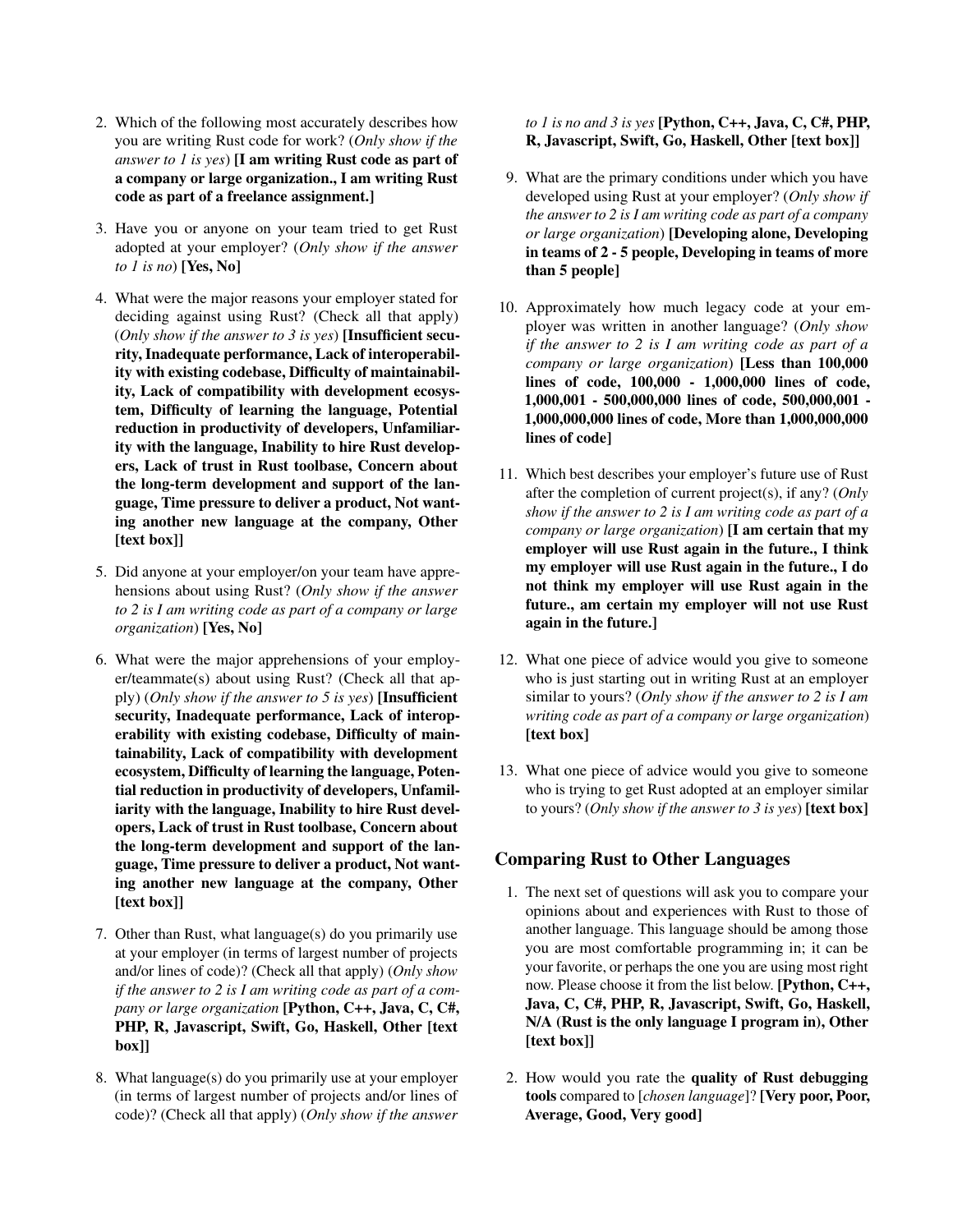2. Which of the following most accurately describes how you are writing Rust code for work? (*Only show if the answer to 1 is yes*) **[I am writing Rust code as part of a company or large organization., I am writing Rust code as part of a freelance assignment.]**

3. Have you or anyone on your team tried to get Rust adopted at your employer? (*Only show if the answer to 1 is no*) **[Yes, No]**

4. What were the major reasons your employer stated for deciding against using Rust? (Check all that apply) (*Only show if the answer to 3 is yes*) **[Insufficient security, Inadequate performance, Lack of interoperability with existing codebase, Difficulty of maintainability, Lack of compatibility with development ecosystem, Difficulty of learning the language, Potential reduction in productivity of developers, Unfamiliarity with the language, Inability to hire Rust developers, Lack of trust in Rust toolbase, Concern about the long-term development and support of the language, Time pressure to deliver a product, Not wanting another new language at the company, Other [text box]]**

5. Did anyone at your employer/on your team have apprehensions about using Rust? (*Only show if the answer to 2 is I am writing code as part of a company or large organization*) **[Yes, No]**

6. What were the major apprehensions of your employer/teammate(s) about using Rust? (Check all that apply) (*Only show if the answer to 5 is yes*) **[Insufficient security, Inadequate performance, Lack of interoperability with existing codebase, Difficulty of maintainability, Lack of compatibility with development ecosystem, Difficulty of learning the language, Potential reduction in productivity of developers, Unfamiliarity with the language, Inability to hire Rust developers, Lack of trust in Rust toolbase, Concern about the long-term development and support of the language, Time pressure to deliver a product, Not wanting another new language at the company, Other [text box]]**

7. Other than Rust, what language(s) do you primarily use at your employer (in terms of largest number of projects and/or lines of code)? (Check all that apply) (*Only show if the answer to 2 is I am writing code as part of a company or large organization* **[Python, C++, Java, C, C#, PHP, R, Javascript, Swift, Go, Haskell, Other [text box]]**

8. What language(s) do you primarily use at your employer (in terms of largest number of projects and/or lines of code)? (Check all that apply) (*Only show if the answer to 1 is no and 3 is yes* **[Python, C++, Java, C, C#, PHP, R, Javascript, Swift, Go, Haskell, Other [text box]]**

9. What are the primary conditions under which you have developed using Rust at your employer? (*Only show if the answer to 2 is I am writing code as part of a company or large organization*) **[Developing alone, Developing in teams of 2 - 5 people, Developing in teams of more than 5 people]**

10. Approximately how much legacy code at your employer was written in another language? (*Only show if the answer to 2 is I am writing code as part of a company or large organization*) **[Less than 100,000 lines of code, 100,000 - 1,000,000 lines of code, 1,000,001 - 500,000,000 lines of code, 500,000,001 - 1,000,000,000 lines of code, More than 1,000,000,000 lines of code]**

11. Which best describes your employer's future use of Rust after the completion of current project(s), if any? (*Only show if the answer to 2 is I am writing code as part of a company or large organization*) **[I am certain that my employer will use Rust again in the future., I think my employer will use Rust again in the future., I do not think my employer will use Rust again in the future., am certain my employer will not use Rust again in the future.]**

12. What one piece of advice would you give to someone who is just starting out in writing Rust at an employer similar to yours? (*Only show if the answer to 2 is I am writing code as part of a company or large organization*) **[text box]**

13. What one piece of advice would you give to someone who is trying to get Rust adopted at an employer similar to yours? (*Only show if the answer to 3 is yes*) **[text box]**

## Comparing Rust to Other Languages

1. The next set of questions will ask you to compare your opinions about and experiences with Rust to those of another language. This language should be among those you are most comfortable programming in; it can be your favorite, or perhaps the one you are using most right now. Please choose it from the list below. **[Python, C++, Java, C, C#, PHP, R, Javascript, Swift, Go, Haskell, N/A (Rust is the only language I program in), Other [text box]]**

2. How would you rate the **quality of Rust debugging tools** compared to [*chosen language*]? **[Very poor, Poor, Average, Good, Very good]**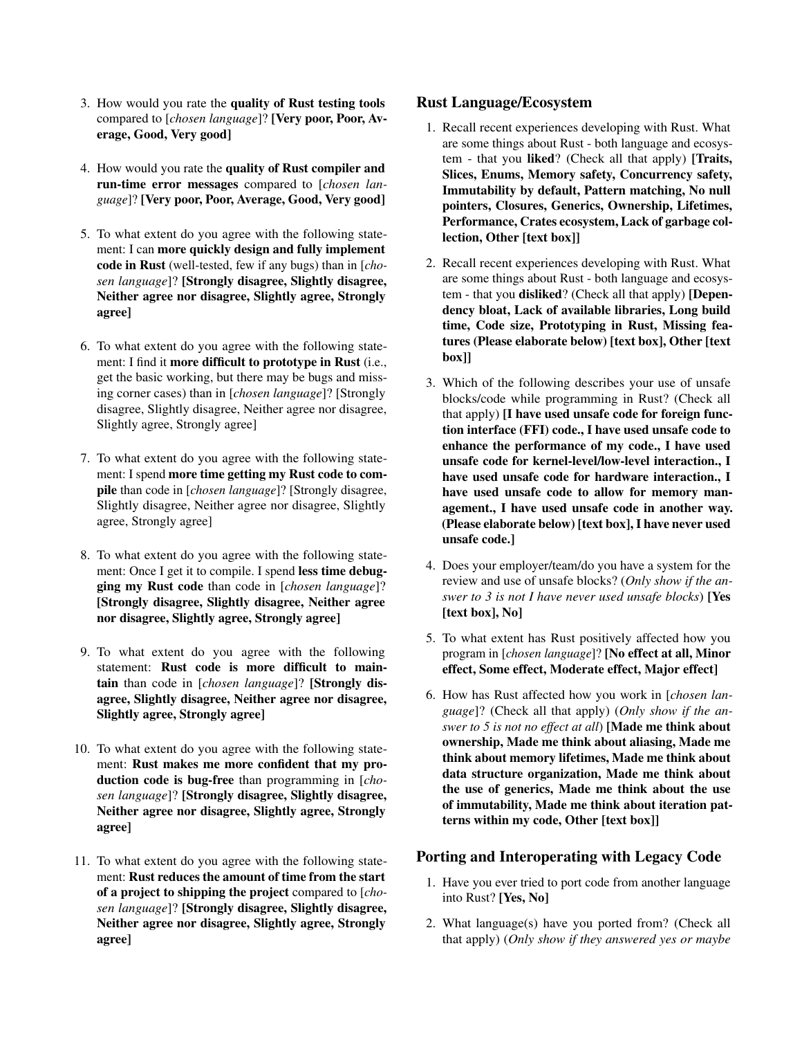3. How would you rate the **quality of Rust testing tools** compared to [*chosen language*]? **[Very poor, Poor, Average, Good, Very good]**

4. How would you rate the **quality of Rust compiler and run-time error messages** compared to [*chosen language*]? **[Very poor, Poor, Average, Good, Very good]**

5. To what extent do you agree with the following statement: I can **more quickly design and fully implement code in Rust** (well-tested, few if any bugs) than in [*chosen language*]? **[Strongly disagree, Slightly disagree, Neither agree nor disagree, Slightly agree, Strongly agree]**

6. To what extent do you agree with the following statement: I find it **more difficult to prototype in Rust** (i.e., get the basic working, but there may be bugs and missing corner cases) than in [*chosen language*]? [Strongly disagree, Slightly disagree, Neither agree nor disagree, Slightly agree, Strongly agree]

7. To what extent do you agree with the following statement: I spend **more time getting my Rust code to compile** than code in [*chosen language*]? [Strongly disagree, Slightly disagree, Neither agree nor disagree, Slightly agree, Strongly agree]

8. To what extent do you agree with the following statement: Once I get it to compile. I spend **less time debugging my Rust code** than code in [*chosen language*]? **[Strongly disagree, Slightly disagree, Neither agree nor disagree, Slightly agree, Strongly agree]**

9. To what extent do you agree with the following statement: **Rust code is more difficult to maintain** than code in [*chosen language*]? **[Strongly disagree, Slightly disagree, Neither agree nor disagree, Slightly agree, Strongly agree]**

10. To what extent do you agree with the following statement: **Rust makes me more confident that my production code is bug-free** than programming in [*chosen language*]? **[Strongly disagree, Slightly disagree, Neither agree nor disagree, Slightly agree, Strongly agree]**

11. To what extent do you agree with the following statement: **Rust reduces the amount of time from the start of a project to shipping the project** compared to [*chosen language*]? **[Strongly disagree, Slightly disagree, Neither agree nor disagree, Slightly agree, Strongly agree]**

## Rust Language/Ecosystem

1. Recall recent experiences developing with Rust. What are some things about Rust - both language and ecosystem - that you **liked**? (Check all that apply) **[Traits, Slices, Enums, Memory safety, Concurrency safety, Immutability by default, Pattern matching, No null pointers, Closures, Generics, Ownership, Lifetimes, Performance, Crates ecosystem, Lack of garbage collection, Other [text box]]**

2. Recall recent experiences developing with Rust. What are some things about Rust - both language and ecosystem - that you **disliked**? (Check all that apply) **[Dependency bloat, Lack of available libraries, Long build time, Code size, Prototyping in Rust, Missing features (Please elaborate below) [text box], Other [text box]]**

3. Which of the following describes your use of unsafe blocks/code while programming in Rust? (Check all that apply) **[I have used unsafe code for foreign function interface (FFI) code., I have used unsafe code to enhance the performance of my code., I have used unsafe code for kernel-level/low-level interaction., I have used unsafe code for hardware interaction., I have used unsafe code to allow for memory management., I have used unsafe code in another way. (Please elaborate below) [text box], I have never used unsafe code.]**

4. Does your employer/team/do you have a system for the review and use of unsafe blocks? (*Only show if the answer to 3 is not I have never used unsafe blocks*) **[Yes [text box], No]**

5. To what extent has Rust positively affected how you program in [*chosen language*]? **[No effect at all, Minor effect, Some effect, Moderate effect, Major effect]**

6. How has Rust affected how you work in [*chosen language*]? (Check all that apply) (*Only show if the answer to 5 is not no effect at all*) **[Made me think about ownership, Made me think about aliasing, Made me think about memory lifetimes, Made me think about data structure organization, Made me think about the use of generics, Made me think about the use of immutability, Made me think about iteration patterns within my code, Other [text box]]**

## Porting and Interoperating with Legacy Code

1. Have you ever tried to port code from another language into Rust? **[Yes, No]**

2. What language(s) have you ported from? (Check all that apply) (*Only show if they answered yes or maybe*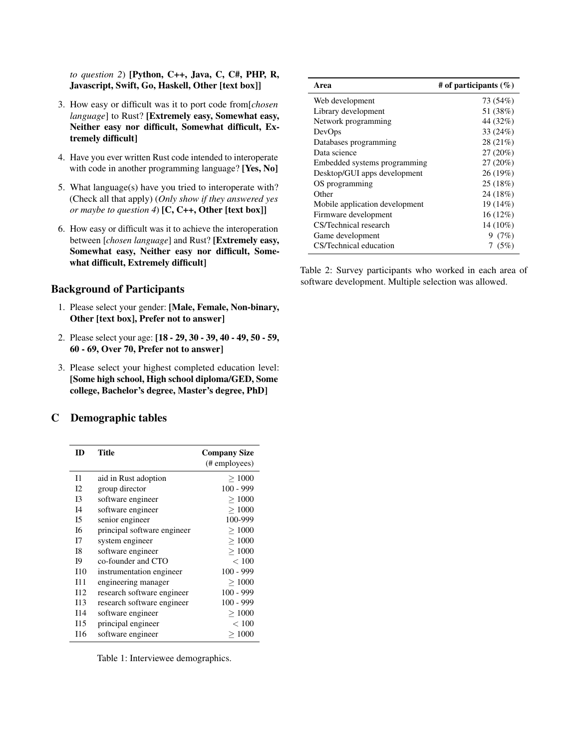*to question 2*) **[Python, C++, Java, C, C#, PHP, R, Javascript, Swift, Go, Haskell, Other [text box]]**

3. How easy or difficult was it to port code from[*chosen language*] to Rust? **[Extremely easy, Somewhat easy, Neither easy nor difficult, Somewhat difficult, Extremely difficult]**

4. Have you ever written Rust code intended to interoperate with code in another programming language? **[Yes, No]**

5. What language(s) have you tried to interoperate with? (Check all that apply) (*Only show if they answered yes or maybe to question 4*) **[C, C++, Other [text box]]**

6. How easy or difficult was it to achieve the interoperation between [*chosen language*] and Rust? **[Extremely easy, Somewhat easy, Neither easy nor difficult, Somewhat difficult, Extremely difficult]**

## Background of Participants

1. Please select your gender: **[Male, Female, Non-binary, Other [text box], Prefer not to answer]**

2. Please select your age: **[18 - 29, 30 - 39, 40 - 49, 50 - 59, 60 - 69, Over 70, Prefer not to answer]**

3. Please select your highest completed education level: **[Some high school, High school diploma/GED, Some college, Bachelor's degree, Master's degree, PhD]**

# C Demographic tables

| ID | Title | Company Size (# employees) |
|---|---|---|
| I1 | aid in Rust adoption | $\geq 1000$ |
| I2 | group director | 100 - 999 |
| I3 | software engineer | $\geq 1000$ |
| I4 | software engineer | $\geq 1000$ |
| I5 | senior engineer | 100-999 |
| I6 | principal software engineer | $\geq 1000$ |
| I7 | system engineer | $\geq 1000$ |
| I8 | software engineer | $\geq 1000$ |
| I9 | co-founder and CTO | $< 100$ |
| I10 | instrumentation engineer | 100 - 999 |
| I11 | engineering manager | $\geq 1000$ |
| I12 | research software engineer | 100 - 999 |
| I13 | research software engineer | 100 - 999 |
| I14 | software engineer | $\geq 1000$ |
| I15 | principal engineer | $< 100$ |
| I16 | software engineer | $\geq 1000$ |

Table 1: Interviewee demographics.

| Area | # of participants (%) |
|---|---|
| Web development | 73 (54%) |
| Library development | 51 (38%) |
| Network programming | 44 (32%) |
| DevOps | 33 (24%) |
| Databases programming | 28 (21%) |
| Data science | 27 (20%) |
| Embedded systems programming | 27 (20%) |
| Desktop/GUI apps development | 26 (19%) |
| OS programming | 25 (18%) |
| Other | 24 (18%) |
| Mobile application development | 19 (14%) |
| Firmware development | 16 (12%) |
| CS/Technical research | 14 (10%) |
| Game development | 9 (7%) |
| CS/Technical education | 7 (5%) |

Table 2: Survey participants who worked in each area of software development. Multiple selection was allowed.